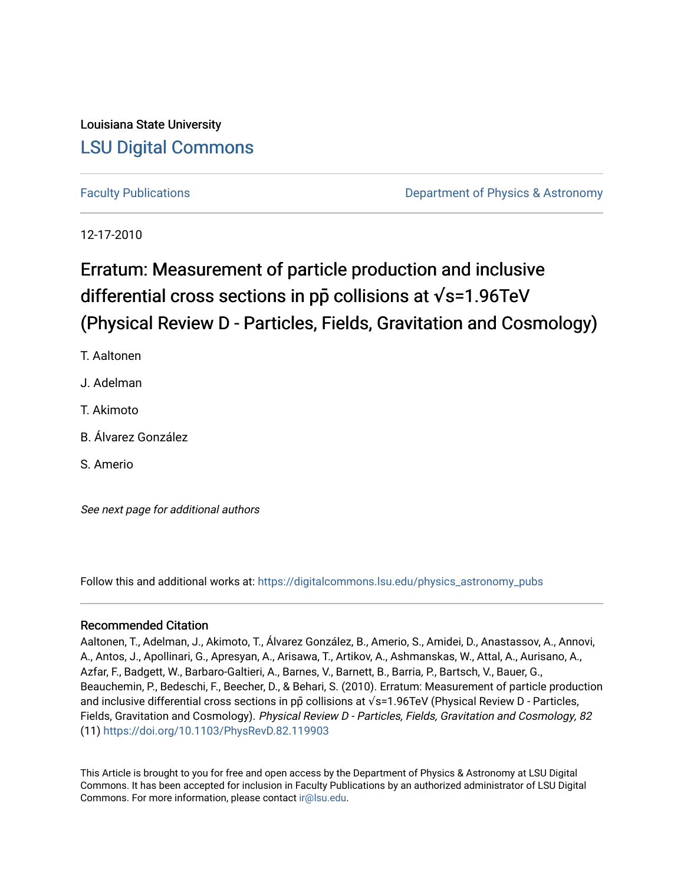Louisiana State University

# LSU Digital Commons

Faculty Publications | Department of Physics & Astronomy

12-17-2010

# Erratum: Measurement of particle production and inclusive differential cross sections in $p\bar{p}$ collisions at $\sqrt{s}$=1.96TeV (Physical Review D - Particles, Fields, Gravitation and Cosmology)

T. Aaltonen

J. Adelman

T. Akimoto

B. Álvarez González

S. Amerio

*See next page for additional authors*

Follow this and additional works at: https://digitalcommons.lsu.edu/physics_astronomy_pubs

## Recommended Citation

Aaltonen, T., Adelman, J., Akimoto, T., Álvarez González, B., Amerio, S., Amidei, D., Anastassov, A., Annovi, A., Antos, J., Apollinari, G., Apresyan, A., Arisawa, T., Artikov, A., Ashmanskas, W., Attal, A., Aurisano, A., Azfar, F., Badgett, W., Barbaro-Galtieri, A., Barnes, V., Barnett, B., Barria, P., Bartsch, V., Bauer, G., Beauchemin, P., Bedeschi, F., Beecher, D., & Behari, S. (2010). Erratum: Measurement of particle production and inclusive differential cross sections in $p\bar{p}$ collisions at $\sqrt{s}$=1.96TeV (Physical Review D - Particles, Fields, Gravitation and Cosmology). *Physical Review D - Particles, Fields, Gravitation and Cosmology, 82* (11) https://doi.org/10.1103/PhysRevD.82.119903

This Article is brought to you for free and open access by the Department of Physics & Astronomy at LSU Digital Commons. It has been accepted for inclusion in Faculty Publications by an authorized administrator of LSU Digital Commons. For more information, please contact ir@lsu.edu.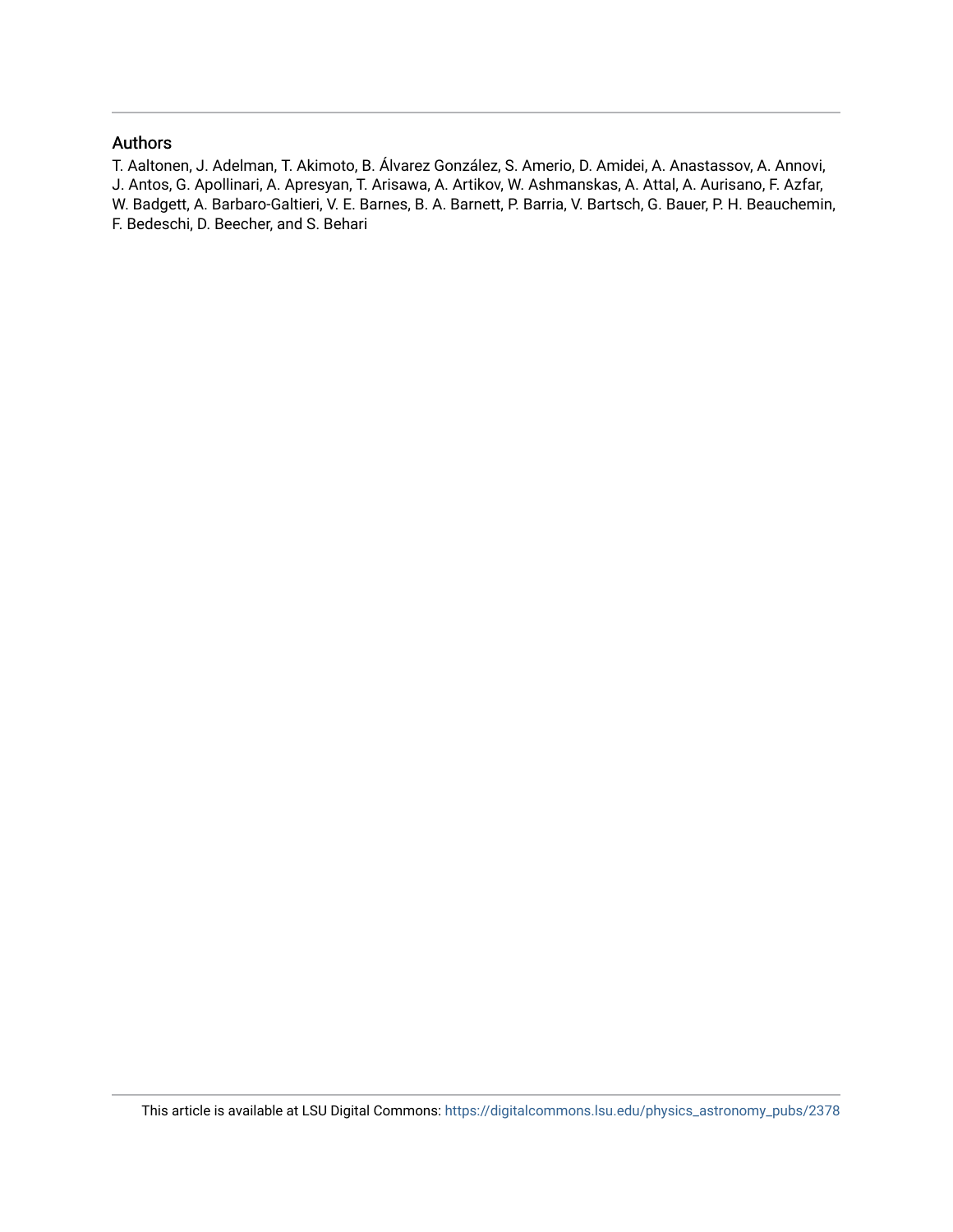## Authors

T. Aaltonen, J. Adelman, T. Akimoto, B. Álvarez González, S. Amerio, D. Amidei, A. Anastassov, A. Annovi, J. Antos, G. Apollinari, A. Apresyan, T. Arisawa, A. Artikov, W. Ashmanskas, A. Attal, A. Aurisano, F. Azfar, W. Badgett, A. Barbaro-Galtieri, V. E. Barnes, B. A. Barnett, P. Barria, V. Bartsch, G. Bauer, P. H. Beauchemin, F. Bedeschi, D. Beecher, and S. Behari

This article is available at LSU Digital Commons: https://digitalcommons.lsu.edu/physics_astronomy_pubs/2378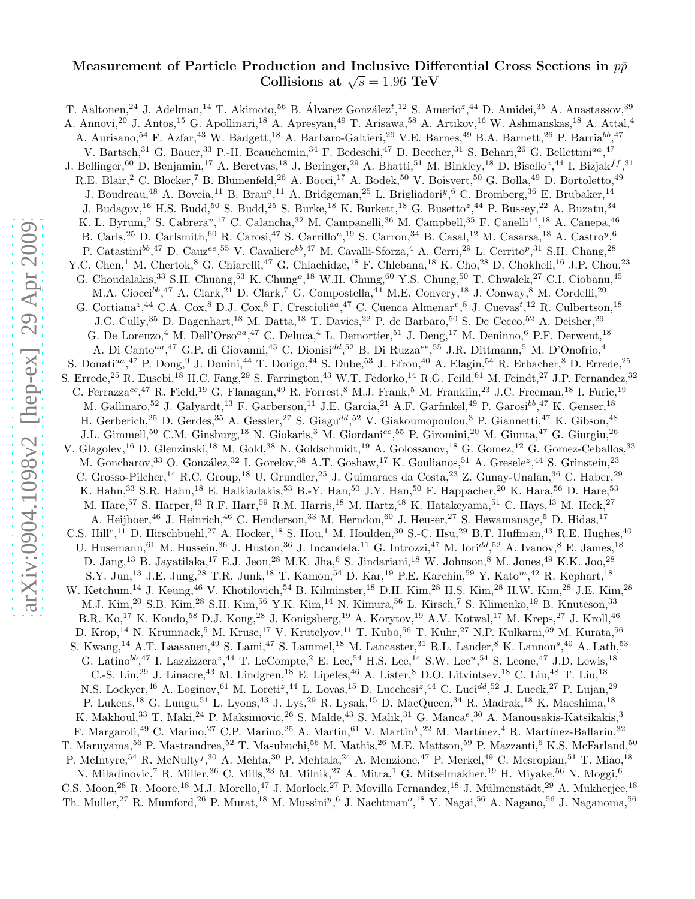# Measurement of Particle Production and Inclusive Differential Cross Sections in $p\bar{p}$ Collisions at $\sqrt{s} = 1.96$ TeV

T. Aaltonen,[24] J. Adelman,[14] T. Akimoto,[56] B. Álvarez González[t],[12] S. Amerio[z],[44] D. Amidei,[35] A. Anastassov,[39] A. Annovi,[20] J. Antos,[15] G. Apollinari,[18] A. Apresyan,[49] T. Arisawa,[58] A. Artikov,[16] W. Ashmanskas,[18] A. Attal,[4] A. Aurisano,[54] F. Azfar,[43] W. Badgett,[18] A. Barbaro-Galtieri,[29] V.E. Barnes,[49] B.A. Barnett,[26] P. Barria[bb],[47] V. Bartsch,[31] G. Bauer,[33] P.-H. Beauchemin,[34] F. Bedeschi,[47] D. Beecher,[31] S. Behari,[26] G. Bellettini[aa],[47] J. Bellinger,[60] D. Benjamin,[17] A. Beretvas,[18] J. Beringer,[29] A. Bhatti,[51] M. Binkley,[18] D. Bisello[z],[44] I. Bizjak[ff],[31] R.E. Blair,[2] C. Blocker,[7] B. Blumenfeld,[26] A. Bocci,[17] A. Bodek,[50] V. Boisvert,[50] G. Bolla,[49] D. Bortoletto,[49] J. Boudreau,[48] A. Boveia,[11] B. Brau[a],[11] A. Bridgeman,[25] L. Brigliadori[y],[6] C. Bromberg,[36] E. Brubaker,[14] J. Budagov,[16] H.S. Budd,[50] S. Budd,[25] S. Burke,[18] K. Burkett,[18] G. Busetto[z],[44] P. Bussey,[22] A. Buzatu,[34] K. L. Byrum,[2] S. Cabrera[v],[17] C. Calancha,[32] M. Campanelli,[36] M. Campbell,[35] F. Canelli[14],[18] A. Canepa,[46] B. Carls,[25] D. Carlsmith,[60] R. Carosi,[47] S. Carrillo[n],[19] S. Carron,[34] B. Casal,[12] M. Casarsa,[18] A. Castro[y],[6] P. Catastini[bb],[47] D. Cauz[ee],[55] V. Cavaliere[bb],[47] M. Cavalli-Sforza,[4] A. Cerri,[29] L. Cerrito[p],[31] S.H. Chang,[28] Y.C. Chen,[1] M. Chertok,[8] G. Chiarelli,[47] G. Chlachidze,[18] F. Chlebana,[18] K. Cho,[28] D. Chokheli,[16] J.P. Chou,[23] G. Choudalakis,[33] S.H. Chuang,[53] K. Chung[o],[18] W.H. Chung,[60] Y.S. Chung,[50] T. Chwalek,[27] C.I. Ciobanu,[45] M.A. Ciocci[bb],[47] A. Clark,[21] D. Clark,[7] G. Compostella,[44] M.E. Convery,[18] J. Conway,[8] M. Cordelli,[20] G. Cortiana[z],[44] C.A. Cox,[8] D.J. Cox,[8] F. Crescioli[aa],[47] C. Cuenca Almenar[v],[8] J. Cuevas[t],[12] R. Culbertson,[18] J.C. Cully,[35] D. Dagenhart,[18] M. Datta,[18] T. Davies,[22] P. de Barbaro,[50] S. De Cecco,[52] A. Deisher,[29] G. De Lorenzo,[4] M. Dell'Orso[aa],[47] C. Deluca,[4] L. Demortier,[51] J. Deng,[17] M. Deninno,[6] P.F. Derwent,[18] A. Di Canto[aa],[47] G.P. di Giovanni,[45] C. Dionisi[dd],[52] B. Di Ruzza[ee],[55] J.R. Dittmann,[5] M. D'Onofrio,[4] S. Donati[aa],[47] P. Dong,[9] J. Donini,[44] T. Dorigo,[44] S. Dube,[53] J. Efron,[40] A. Elagin,[54] R. Erbacher,[8] D. Errede,[25] S. Errede,[25] R. Eusebi,[18] H.C. Fang,[29] S. Farrington,[43] W.T. Fedorko,[14] R.G. Feild,[61] M. Feindt,[27] J.P. Fernandez,[32] C. Ferrazza[cc],[47] R. Field,[19] G. Flanagan,[49] R. Forrest,[8] M.J. Frank,[5] M. Franklin,[23] J.C. Freeman,[18] I. Furic,[19] M. Gallinaro,[52] J. Galyardt,[13] F. Garberson,[11] J.E. Garcia,[21] A.F. Garfinkel,[49] P. Garosi[bb],[47] K. Genser,[18] H. Gerberich,[25] D. Gerdes,[35] A. Gessler,[27] S. Giagu[dd],[52] V. Giakoumopoulou,[3] P. Giannetti,[47] K. Gibson,[48] J.L. Gimmell,[50] C.M. Ginsburg,[18] N. Giokaris,[3] M. Giordani[ee],[55] P. Giromini,[20] M. Giunta,[47] G. Giurgiu,[26] V. Glagolev,[16] D. Glenzinski,[18] M. Gold,[38] N. Goldschmidt,[19] A. Golossanov,[18] G. Gomez,[12] G. Gomez-Ceballos,[33] M. Goncharov,[33] O. González,[32] I. Gorelov,[38] A.T. Goshaw,[17] K. Goulianos,[51] A. Gresele[z],[44] S. Grinstein,[23] C. Grosso-Pilcher,[14] R.C. Group,[18] U. Grundler,[25] J. Guimaraes da Costa,[23] Z. Gunay-Unalan,[36] C. Haber,[29] K. Hahn,[33] S.R. Hahn,[18] E. Halkiadakis,[53] B.-Y. Han,[50] J.Y. Han,[50] F. Happacher,[20] K. Hara,[56] D. Hare,[53] M. Hare,[57] S. Harper,[43] R.F. Harr,[59] R.M. Harris,[18] M. Hartz,[48] K. Hatakeyama,[51] C. Hays,[43] M. Heck,[27] A. Heijboer,[46] J. Heinrich,[46] C. Henderson,[33] M. Herndon,[60] J. Heuser,[27] S. Hewamanage,[5] D. Hidas,[17] C.S. Hill[c],[11] D. Hirschbuehl,[27] A. Hocker,[18] S. Hou,[1] M. Houlden,[30] S.-C. Hsu,[29] B.T. Huffman,[43] R.E. Hughes,[40] U. Husemann,[61] M. Hussein,[36] J. Huston,[36] J. Incandela,[11] G. Introzzi,[47] M. Iori[dd],[52] A. Ivanov,[8] E. James,[18] D. Jang,[13] B. Jayatilaka,[17] E.J. Jeon,[28] M.K. Jha,[6] S. Jindariani,[18] W. Johnson,[8] M. Jones,[49] K.K. Joo,[28] S.Y. Jun,[13] J.E. Jung,[28] T.R. Junk,[18] T. Kamon,[54] D. Kar,[19] P.E. Karchin,[59] Y. Kato[m],[42] R. Kephart,[18] W. Ketchum,[14] J. Keung,[46] V. Khotilovich,[54] B. Kilminster,[18] D.H. Kim,[28] H.S. Kim,[28] H.W. Kim,[28] J.E. Kim,[28] M.J. Kim,[20] S.B. Kim,[28] S.H. Kim,[56] Y.K. Kim,[14] N. Kimura,[56] L. Kirsch,[7] S. Klimenko,[19] B. Knuteson,[33] B.R. Ko,[17] K. Kondo,[58] D.J. Kong,[28] J. Konigsberg,[19] A. Korytov,[19] A.V. Kotwal,[17] M. Kreps,[27] J. Kroll,[46] D. Krop,[14] N. Krumnack,[5] M. Kruse,[17] V. Krutelyov,[11] T. Kubo,[56] T. Kuhr,[27] N.P. Kulkarni,[59] M. Kurata,[56] S. Kwang,[14] A.T. Laasanen,[49] S. Lami,[47] S. Lammel,[18] M. Lancaster,[31] R.L. Lander,[8] K. Lannon[s],[40] A. Lath,[53] G. Latino[bb],[47] I. Lazzizzera[z],[44] T. LeCompte,[2] E. Lee,[54] H.S. Lee,[14] S.W. Lee[u],[54] S. Leone,[47] J.D. Lewis,[18] C.-S. Lin,[29] J. Linacre,[43] M. Lindgren,[18] E. Lipeles,[46] A. Lister,[8] D.O. Litvintsev,[18] C. Liu,[48] T. Liu,[18] N.S. Lockyer,[46] A. Loginov,[61] M. Loreti[z],[44] L. Lovas,[15] D. Lucchesi[z],[44] C. Luci[dd],[52] J. Lueck,[27] P. Lujan,[29] P. Lukens,[18] G. Lungu,[51] L. Lyons,[43] J. Lys,[29] R. Lysak,[15] D. MacQueen,[34] R. Madrak,[18] K. Maeshima,[18] K. Makhoul,[33] T. Maki,[24] P. Maksimovic,[26] S. Malde,[43] S. Malik,[31] G. Manca[e],[30] A. Manousakis-Katsikakis,[3] F. Margaroli,[49] C. Marino,[27] C.P. Marino,[25] A. Martin,[61] V. Martin[k],[22] M. Martínez,[4] R. Martínez-Ballarín,[32] T. Maruyama,[56] P. Mastrandrea,[52] T. Masubuchi,[56] M. Mathis,[26] M.E. Mattson,[59] P. Mazzanti,[6] K.S. McFarland,[50] P. McIntyre,[54] R. McNulty[j],[30] A. Mehta,[30] P. Mehtala,[24] A. Menzione,[47] P. Merkel,[49] C. Mesropian,[51] T. Miao,[18] N. Miladinovic,[7] R. Miller,[36] C. Mills,[23] M. Milnik,[27] A. Mitra,[1] G. Mitselmakher,[19] H. Miyake,[56] N. Moggi,[6] C.S. Moon,[28] R. Moore,[18] M.J. Morello,[47] J. Morlock,[27] P. Movilla Fernandez,[18] J. Mülmenstädt,[29] A. Mukherjee,[18] Th. Muller,[27] R. Mumford,[26] P. Murat,[18] M. Mussini[y],[6] J. Nachtman[o],[18] Y. Nagai,[56] A. Nagano,[56] J. Naganoma,[56]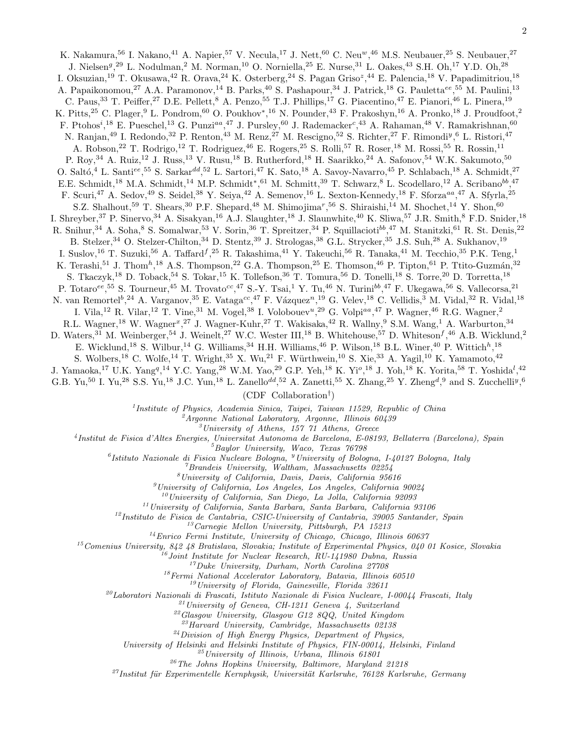K. Nakamura,[56] I. Nakano,[41] A. Napier,[57] V. Necula,[17] J. Nett,[60] C. Neu[w],[46] M.S. Neubauer,[25] S. Neubauer,[27] J. Nielsen[g],[29] L. Nodulman,[2] M. Norman,[10] O. Norniella,[25] E. Nurse,[31] L. Oakes,[43] S.H. Oh,[17] Y.D. Oh,[28] I. Oksuzian,[19] T. Okusawa,[42] R. Orava,[24] K. Osterberg,[24] S. Pagan Griso[z],[44] E. Palencia,[18] V. Papadimitriou,[18] A. Papaikonomou,[27] A.A. Paramonov,[14] B. Parks,[40] S. Pashapour,[34] J. Patrick,[18] G. Pauletta[ee],[55] M. Paulini,[13] C. Paus,[33] T. Peiffer,[27] D.E. Pellett,[8] A. Penzo,[55] T.J. Phillips,[17] G. Piacentino,[47] E. Pianori,[46] L. Pinera,[19] K. Pitts,[25] C. Plager,[9] L. Pondrom,[60] O. Poukhov*,[16] N. Pounder,[43] F. Prakoshyn,[16] A. Pronko,[18] J. Proudfoot,[2] F. Ptohos[i],[18] E. Pueschel,[13] G. Punzi[aa],[47] J. Pursley,[60] J. Rademacker[c],[43] A. Rahaman,[48] V. Ramakrishnan,[60] N. Ranjan,[49] I. Redondo,[32] P. Renton,[43] M. Renz,[27] M. Rescigno,[52] S. Richter,[27] F. Rimondi[y],[6] L. Ristori,[47] A. Robson,[22] T. Rodrigo,[12] T. Rodriguez,[46] E. Rogers,[25] S. Rolli,[57] R. Roser,[18] M. Rossi,[55] R. Rossin,[11] P. Roy,[34] A. Ruiz,[12] J. Russ,[13] V. Rusu,[18] B. Rutherford,[18] H. Saarikko,[24] A. Safonov,[54] W.K. Sakumoto,[50] O. Saltó,[4] L. Santi[ee],[55] S. Sarkar[dd],[52] L. Sartori,[47] K. Sato,[18] A. Savoy-Navarro,[45] P. Schlabach,[18] A. Schmidt,[27] E.E. Schmidt,[18] M.A. Schmidt,[14] M.P. Schmidt*,[61] M. Schmitt,[39] T. Schwarz,[8] L. Scodellaro,[12] A. Scribano[bb],[47] F. Scuri,[47] A. Sedov,[49] S. Seidel,[38] Y. Seiya,[42] A. Semenov,[16] L. Sexton-Kennedy,[18] F. Sforza[aa],[47] A. Sfyrla,[25] S.Z. Shalhout,[59] T. Shears,[30] P.F. Shepard,[48] M. Shimojima[r],[56] S. Shiraishi,[14] M. Shochet,[14] Y. Shon,[60] I. Shreyber,[37] P. Sinervo,[34] A. Sisakyan,[16] A.J. Slaughter,[18] J. Slaunwhite,[40] K. Sliwa,[57] J.R. Smith,[8] F.D. Snider,[18] R. Snihur,[34] A. Soha,[8] S. Somalwar,[53] V. Sorin,[36] T. Spreitzer,[34] P. Squillacioti[bb],[47] M. Stanitzki,[61] R. St. Denis,[22] B. Stelzer,[34] O. Stelzer-Chilton,[34] D. Stentz,[39] J. Strologas,[38] G.L. Strycker,[35] J.S. Suh,[28] A. Sukhanov,[19] I. Suslov,[16] T. Suzuki,[56] A. Taffard[f],[25] R. Takashima,[41] Y. Takeuchi,[56] R. Tanaka,[41] M. Tecchio,[35] P.K. Teng,[1] K. Terashi,[51] J. Thom[h],[18] A.S. Thompson,[22] G.A. Thompson,[25] E. Thomson,[46] P. Tipton,[61] P. Ttito-Guzmán,[32] S. Tkaczyk,[18] D. Toback,[54] S. Tokar,[15] K. Tollefson,[36] T. Tomura,[56] D. Tonelli,[18] S. Torre,[20] D. Torretta,[18] P. Totaro[ee],[55] S. Tourneur,[45] M. Trovato[cc],[47] S.-Y. Tsai,[1] Y. Tu,[46] N. Turini[bb],[47] F. Ukegawa,[56] S. Vallecorsa,[21] N. van Remortel[b],[24] A. Varganov,[35] E. Vataga[cc],[47] F. Vázquez[n],[19] G. Velev,[18] C. Vellidis,[3] M. Vidal,[32] R. Vidal,[18] I. Vila,[12] R. Vilar,[12] T. Vine,[31] M. Vogel,[38] I. Volobouev[u],[29] G. Volpi[aa],[47] P. Wagner,[46] R.G. Wagner,[2] R.L. Wagner,[18] W. Wagner[x],[27] J. Wagner-Kuhr,[27] T. Wakisaka,[42] R. Wallny,[9] S.M. Wang,[1] A. Warburton,[34] D. Waters,[31] M. Weinberger,[54] J. Weinelt,[27] W.C. Wester III,[18] B. Whitehouse,[57] D. Whiteson[f],[46] A.B. Wicklund,[2] E. Wicklund,[18] S. Wilbur,[14] G. Williams,[34] H.H. Williams,[46] P. Wilson,[18] B.L. Winer,[40] P. Wittich[h],[18] S. Wolbers,[18] C. Wolfe,[14] T. Wright,[35] X. Wu,[21] F. Würthwein,[10] S. Xie,[33] A. Yagil,[10] K. Yamamoto,[42] J. Yamaoka,[17] U.K. Yang[q],[14] Y.C. Yang,[28] W.M. Yao,[29] G.P. Yeh,[18] K. Yi[o],[18] J. Yoh,[18] K. Yorita,[58] T. Yoshida[l],[42] G.B. Yu,[50] I. Yu,[28] S.S. Yu,[18] J.C. Yun,[18] L. Zanello[dd],[52] A. Zanetti,[55] X. Zhang,[25] Y. Zheng[d],[9] and S. Zucchelli[y],[6]

(CDF Collaboration[†])

[1] *Institute of Physics, Academia Sinica, Taipei, Taiwan 11529, Republic of China*
[2] *Argonne National Laboratory, Argonne, Illinois 60439*
[3] *University of Athens, 157 71 Athens, Greece*
[4] *Institut de Fisica d'Altes Energies, Universitat Autonoma de Barcelona, E-08193, Bellaterra (Barcelona), Spain*
[5] *Baylor University, Waco, Texas 76798*
[6] *Istituto Nazionale di Fisica Nucleare Bologna, [y] University of Bologna, I-40127 Bologna, Italy*
[7] *Brandeis University, Waltham, Massachusetts 02254*
[8] *University of California, Davis, Davis, California 95616*
[9] *University of California, Los Angeles, Los Angeles, California 90024*
[10] *University of California, San Diego, La Jolla, California 92093*
[11] *University of California, Santa Barbara, Santa Barbara, California 93106*
[12] *Instituto de Fisica de Cantabria, CSIC-University of Cantabria, 39005 Santander, Spain*
[13] *Carnegie Mellon University, Pittsburgh, PA 15213*
[14] *Enrico Fermi Institute, University of Chicago, Chicago, Illinois 60637*
[15] *Comenius University, 842 48 Bratislava, Slovakia; Institute of Experimental Physics, 040 01 Kosice, Slovakia*
[16] *Joint Institute for Nuclear Research, RU-141980 Dubna, Russia*
[17] *Duke University, Durham, North Carolina 27708*
[18] *Fermi National Accelerator Laboratory, Batavia, Illinois 60510*
[19] *University of Florida, Gainesville, Florida 32611*
[20] *Laboratori Nazionali di Frascati, Istituto Nazionale di Fisica Nucleare, I-00044 Frascati, Italy*
[21] *University of Geneva, CH-1211 Geneva 4, Switzerland*
[22] *Glasgow University, Glasgow G12 8QQ, United Kingdom*
[23] *Harvard University, Cambridge, Massachusetts 02138*
[24] *Division of High Energy Physics, Department of Physics, University of Helsinki and Helsinki Institute of Physics, FIN-00014, Helsinki, Finland*
[25] *University of Illinois, Urbana, Illinois 61801*
[26] *The Johns Hopkins University, Baltimore, Maryland 21218*
[27] *Institut für Experimentelle Kernphysik, Universität Karlsruhe, 76128 Karlsruhe, Germany*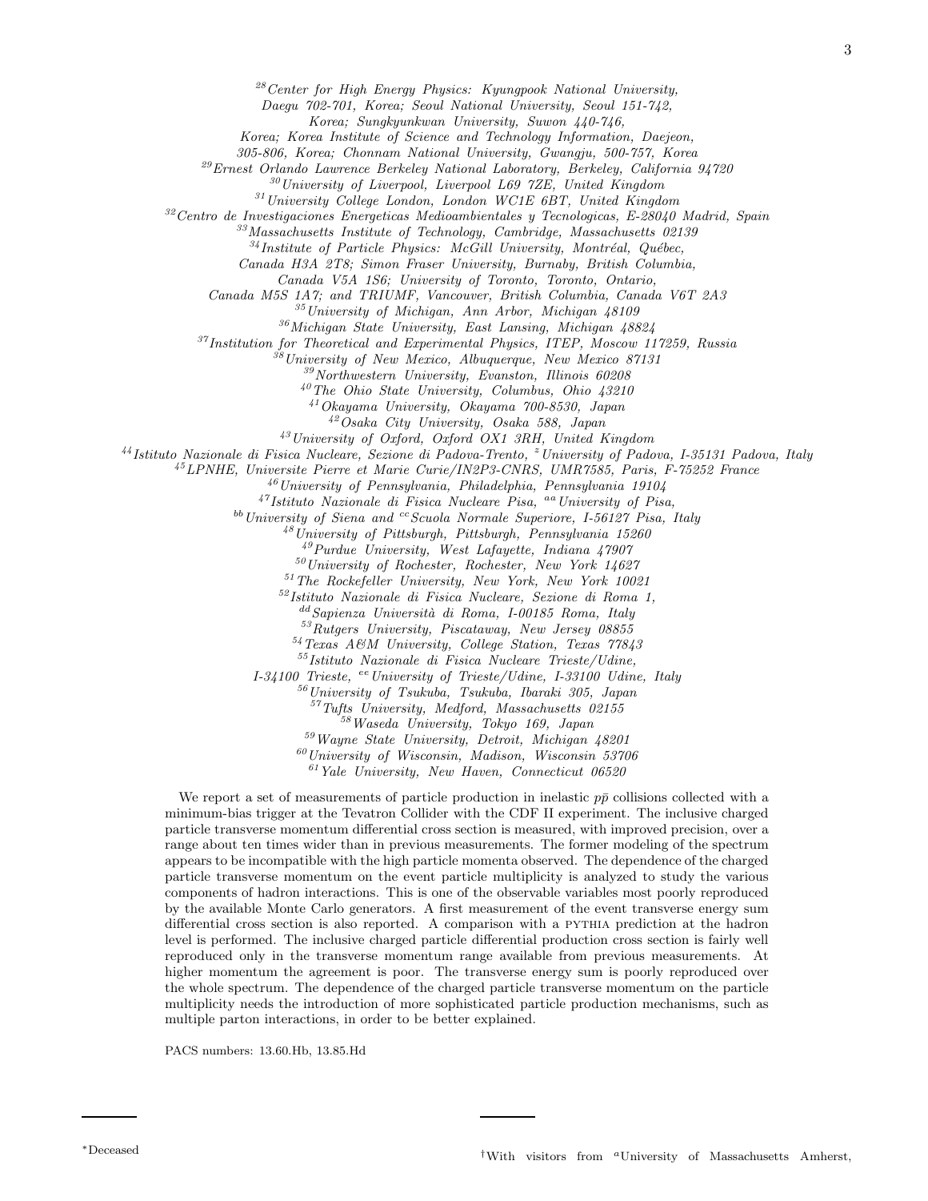[28]Center for High Energy Physics: Kyungpook National University, Daegu 702-701, Korea; Seoul National University, Seoul 151-742, Korea; Sungkyunkwan University, Suwon 440-746, Korea; Korea Institute of Science and Technology Information, Daejeon, 305-806, Korea; Chonnam National University, Gwangju, 500-757, Korea
[29]Ernest Orlando Lawrence Berkeley National Laboratory, Berkeley, California 94720
[30]University of Liverpool, Liverpool L69 7ZE, United Kingdom
[31]University College London, London WC1E 6BT, United Kingdom
[32]Centro de Investigaciones Energeticas Medioambientales y Tecnologicas, E-28040 Madrid, Spain
[33]Massachusetts Institute of Technology, Cambridge, Massachusetts 02139
[34]Institute of Particle Physics: McGill University, Montréal, Québec, Canada H3A 2T8; Simon Fraser University, Burnaby, British Columbia, Canada V5A 1S6; University of Toronto, Toronto, Ontario, Canada M5S 1A7; and TRIUMF, Vancouver, British Columbia, Canada V6T 2A3
[35]University of Michigan, Ann Arbor, Michigan 48109
[36]Michigan State University, East Lansing, Michigan 48824
[37]Institution for Theoretical and Experimental Physics, ITEP, Moscow 117259, Russia
[38]University of New Mexico, Albuquerque, New Mexico 87131
[39]Northwestern University, Evanston, Illinois 60208
[40]The Ohio State University, Columbus, Ohio 43210
[41]Okayama University, Okayama 700-8530, Japan
[42]Osaka City University, Osaka 588, Japan
[43]University of Oxford, Oxford OX1 3RH, United Kingdom
[44]Istituto Nazionale di Fisica Nucleare, Sezione di Padova-Trento, [z]University of Padova, I-35131 Padova, Italy
[45]LPNHE, Universite Pierre et Marie Curie/IN2P3-CNRS, UMR7585, Paris, F-75252 France
[46]University of Pennsylvania, Philadelphia, Pennsylvania 19104
[47]Istituto Nazionale di Fisica Nucleare Pisa, [aa]University of Pisa, [bb]University of Siena and [cc]Scuola Normale Superiore, I-56127 Pisa, Italy
[48]University of Pittsburgh, Pittsburgh, Pennsylvania 15260
[49]Purdue University, West Lafayette, Indiana 47907
[50]University of Rochester, Rochester, New York 14627
[51]The Rockefeller University, New York, New York 10021
[52]Istituto Nazionale di Fisica Nucleare, Sezione di Roma 1, [dd]Sapienza Università di Roma, I-00185 Roma, Italy
[53]Rutgers University, Piscataway, New Jersey 08855
[54]Texas A&M University, College Station, Texas 77843
[55]Istituto Nazionale di Fisica Nucleare Trieste/Udine, I-34100 Trieste, [ee]University of Trieste/Udine, I-33100 Udine, Italy
[56]University of Tsukuba, Tsukuba, Ibaraki 305, Japan
[57]Tufts University, Medford, Massachusetts 02155
[58]Waseda University, Tokyo 169, Japan
[59]Wayne State University, Detroit, Michigan 48201
[60]University of Wisconsin, Madison, Wisconsin 53706
[61]Yale University, New Haven, Connecticut 06520

We report a set of measurements of particle production in inelastic $p\bar{p}$ collisions collected with a minimum-bias trigger at the Tevatron Collider with the CDF II experiment. The inclusive charged particle transverse momentum differential cross section is measured, with improved precision, over a range about ten times wider than in previous measurements. The former modeling of the spectrum appears to be incompatible with the high particle momenta observed. The dependence of the charged particle transverse momentum on the event particle multiplicity is analyzed to study the various components of hadron interactions. This is one of the observable variables most poorly reproduced by the available Monte Carlo generators. A first measurement of the event transverse energy sum differential cross section is also reported. A comparison with a PYTHIA prediction at the hadron level is performed. The inclusive charged particle differential production cross section is fairly well reproduced only in the transverse momentum range available from previous measurements. At higher momentum the agreement is poor. The transverse energy sum is poorly reproduced over the whole spectrum. The dependence of the charged particle transverse momentum on the particle multiplicity needs the introduction of more sophisticated particle production mechanisms, such as multiple parton interactions, in order to be better explained.

PACS numbers: 13.60.Hb, 13.85.Hd

[*]Deceased

[†]With visitors from [a]University of Massachusetts Amherst,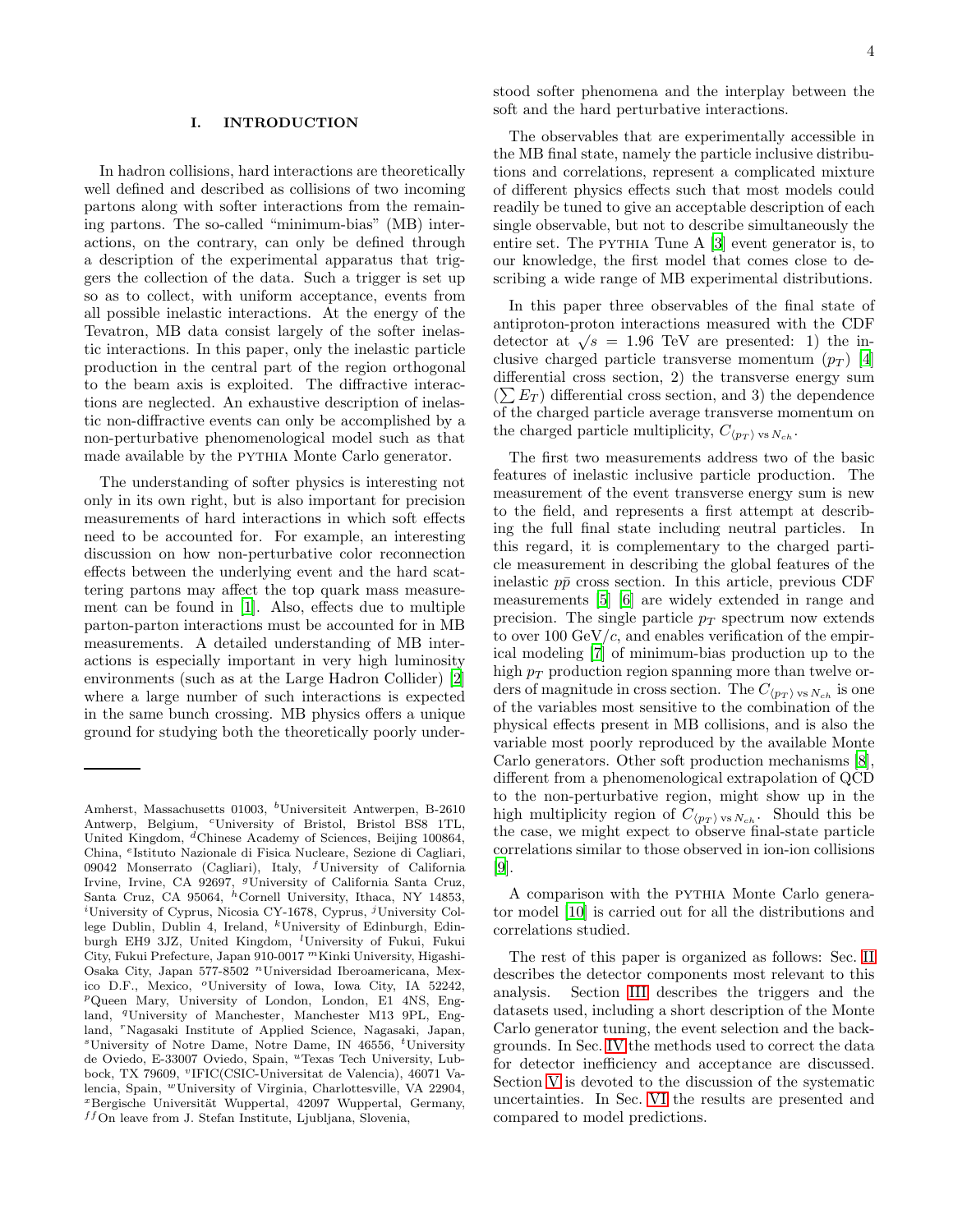## I. INTRODUCTION

In hadron collisions, hard interactions are theoretically well defined and described as collisions of two incoming partons along with softer interactions from the remaining partons. The so-called "minimum-bias" (MB) interactions, on the contrary, can only be defined through a description of the experimental apparatus that triggers the collection of the data. Such a trigger is set up so as to collect, with uniform acceptance, events from all possible inelastic interactions. At the energy of the Tevatron, MB data consist largely of the softer inelastic interactions. In this paper, only the inelastic particle production in the central part of the region orthogonal to the beam axis is exploited. The diffractive interactions are neglected. An exhaustive description of inelastic non-diffractive events can only be accomplished by a non-perturbative phenomenological model such as that made available by the PYTHIA Monte Carlo generator.

The understanding of softer physics is interesting not only in its own right, but is also important for precision measurements of hard interactions in which soft effects need to be accounted for. For example, an interesting discussion on how non-perturbative color reconnection effects between the underlying event and the hard scattering partons may affect the top quark mass measurement can be found in [1]. Also, effects due to multiple parton-parton interactions must be accounted for in MB measurements. A detailed understanding of MB interactions is especially important in very high luminosity environments (such as at the Large Hadron Collider) [2] where a large number of such interactions is expected in the same bunch crossing. MB physics offers a unique ground for studying both the theoretically poorly understood softer phenomena and the interplay between the soft and the hard perturbative interactions.

The observables that are experimentally accessible in the MB final state, namely the particle inclusive distributions and correlations, represent a complicated mixture of different physics effects such that most models could readily be tuned to give an acceptable description of each single observable, but not to describe simultaneously the entire set. The PYTHIA Tune A [3] event generator is, to our knowledge, the first model that comes close to describing a wide range of MB experimental distributions.

In this paper three observables of the final state of antiproton-proton interactions measured with the CDF detector at $\sqrt{s} = 1.96$ TeV are presented: 1) the inclusive charged particle transverse momentum ($p_T$) [4] differential cross section, 2) the transverse energy sum ($\sum E_T$) differential cross section, and 3) the dependence of the charged particle average transverse momentum on the charged particle multiplicity, $C_{\langle p_T \rangle \text{ vs } N_{ch}}$.

The first two measurements address two of the basic features of inelastic inclusive particle production. The measurement of the event transverse energy sum is new to the field, and represents a first attempt at describing the full final state including neutral particles. In this regard, it is complementary to the charged particle measurement in describing the global features of the inelastic $p\bar{p}$ cross section. In this article, previous CDF measurements [5] [6] are widely extended in range and precision. The single particle $p_T$ spectrum now extends to over 100 GeV/$c$, and enables verification of the empirical modeling [7] of minimum-bias production up to the high $p_T$ production region spanning more than twelve orders of magnitude in cross section. The $C_{\langle p_T \rangle \text{ vs } N_{ch}}$ is one of the variables most sensitive to the combination of the physical effects present in MB collisions, and is also the variable most poorly reproduced by the available Monte Carlo generators. Other soft production mechanisms [8], different from a phenomenological extrapolation of QCD to the non-perturbative region, might show up in the high multiplicity region of $C_{\langle p_T \rangle \text{ vs } N_{ch}}$. Should this be the case, we might expect to observe final-state particle correlations similar to those observed in ion-ion collisions [9].

A comparison with the PYTHIA Monte Carlo generator model [10] is carried out for all the distributions and correlations studied.

The rest of this paper is organized as follows: Sec. II describes the detector components most relevant to this analysis. Section III describes the triggers and the datasets used, including a short description of the Monte Carlo generator tuning, the event selection and the backgrounds. In Sec. IV the methods used to correct the data for detector inefficiency and acceptance are discussed. Section V is devoted to the discussion of the systematic uncertainties. In Sec. VI the results are presented and compared to model predictions.

---

Amherst, Massachusetts 01003, [b]Universiteit Antwerpen, B-2610 Antwerp, Belgium, [c]University of Bristol, Bristol BS8 1TL, United Kingdom, [d]Chinese Academy of Sciences, Beijing 100864, China, [e]Istituto Nazionale di Fisica Nucleare, Sezione di Cagliari, 09042 Monserrato (Cagliari), Italy, [f]University of California Irvine, Irvine, CA 92697, [g]University of California Santa Cruz, Santa Cruz, CA 95064, [h]Cornell University, Ithaca, NY 14853, [i]University of Cyprus, Nicosia CY-1678, Cyprus, [j]University College Dublin, Dublin 4, Ireland, [k]University of Edinburgh, Edinburgh EH9 3JZ, United Kingdom, [l]University of Fukui, Fukui City, Fukui Prefecture, Japan 910-0017 [m]Kinki University, Higashi-Osaka City, Japan 577-8502 [n]Universidad Iberoamericana, Mexico D.F., Mexico, [o]University of Iowa, Iowa City, IA 52242, [p]Queen Mary, University of London, London, E1 4NS, England, [q]University of Manchester, Manchester M13 9PL, England, [r]Nagasaki Institute of Applied Science, Nagasaki, Japan, [s]University of Notre Dame, Notre Dame, IN 46556, [t]University de Oviedo, E-33007 Oviedo, Spain, [u]Texas Tech University, Lubbock, TX 79609, [v]IFIC(CSIC-Universitat de Valencia), 46071 Valencia, Spain, [w]University of Virginia, Charlottesville, VA 22904, [x]Bergische Universität Wuppertal, 42097 Wuppertal, Germany, [ff]On leave from J. Stefan Institute, Ljubljana, Slovenia,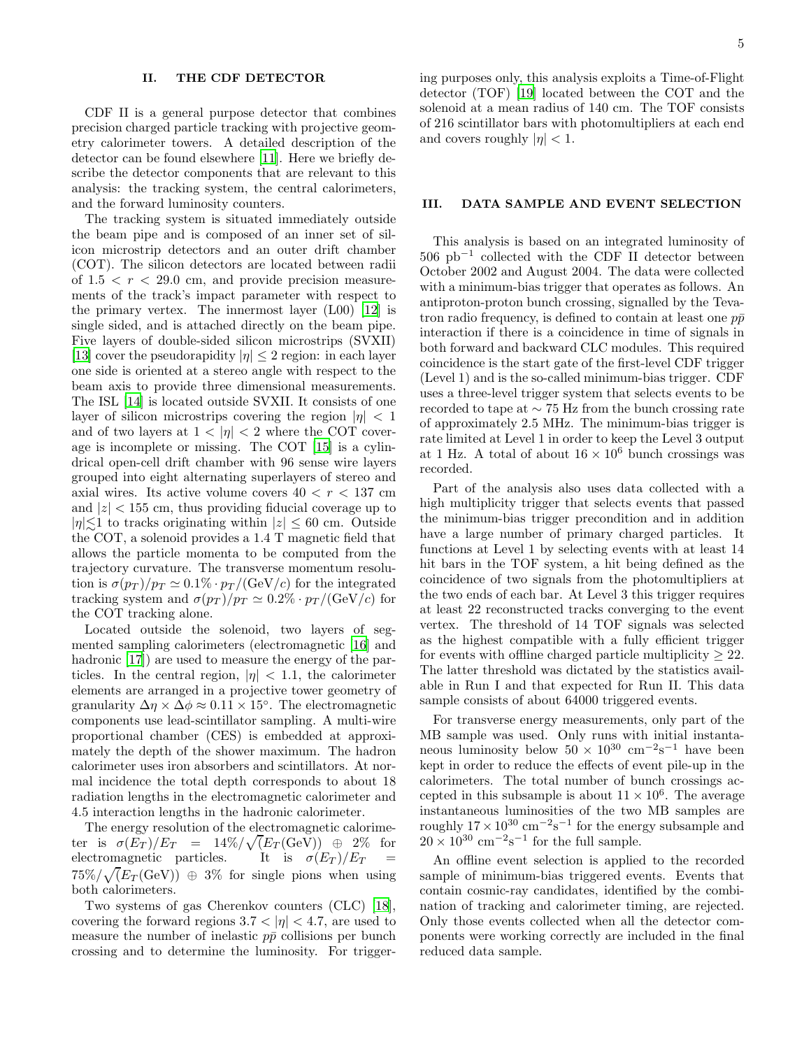## II. THE CDF DETECTOR

CDF II is a general purpose detector that combines precision charged particle tracking with projective geometry calorimeter towers. A detailed description of the detector can be found elsewhere [11]. Here we briefly describe the detector components that are relevant to this analysis: the tracking system, the central calorimeters, and the forward luminosity counters.

The tracking system is situated immediately outside the beam pipe and is composed of an inner set of silicon microstrip detectors and an outer drift chamber (COT). The silicon detectors are located between radii of $1.5 < r < 29.0$ cm, and provide precision measurements of the track's impact parameter with respect to the primary vertex. The innermost layer (L00) [12] is single sided, and is attached directly on the beam pipe. Five layers of double-sided silicon microstrips (SVXII) [13] cover the pseudorapidity $|\eta| \leq 2$ region: in each layer one side is oriented at a stereo angle with respect to the beam axis to provide three dimensional measurements. The ISL [14] is located outside SVXII. It consists of one layer of silicon microstrips covering the region $|\eta| < 1$ and of two layers at $1 < |\eta| < 2$ where the COT coverage is incomplete or missing. The COT [15] is a cylindrical open-cell drift chamber with 96 sense wire layers grouped into eight alternating superlayers of stereo and axial wires. Its active volume covers $40 < r < 137$ cm and $|z| < 155$ cm, thus providing fiducial coverage up to $|\eta| \lesssim 1$ to tracks originating within $|z| \leq 60$ cm. Outside the COT, a solenoid provides a 1.4 T magnetic field that allows the particle momenta to be computed from the trajectory curvature. The transverse momentum resolution is $\sigma(p_T)/p_T \simeq 0.1\% \cdot p_T/(\text{GeV}/c)$ for the integrated tracking system and $\sigma(p_T)/p_T \simeq 0.2\% \cdot p_T/(\text{GeV}/c)$ for the COT tracking alone.

Located outside the solenoid, two layers of segmented sampling calorimeters (electromagnetic [16] and hadronic [17]) are used to measure the energy of the particles. In the central region, $|\eta| < 1.1$, the calorimeter elements are arranged in a projective tower geometry of granularity $\Delta\eta \times \Delta\phi \approx 0.11 \times 15°$. The electromagnetic components use lead-scintillator sampling. A multi-wire proportional chamber (CES) is embedded at approximately the depth of the shower maximum. The hadron calorimeter uses iron absorbers and scintillators. At normal incidence the total depth corresponds to about 18 radiation lengths in the electromagnetic calorimeter and 4.5 interaction lengths in the hadronic calorimeter.

The energy resolution of the electromagnetic calorimeter is $\sigma(E_T)/E_T = 14\%/\sqrt{(E_T(\text{GeV}))} \oplus 2\%$ for electromagnetic particles. It is $\sigma(E_T)/E_T = 75\%/\sqrt{(E_T(\text{GeV}))} \oplus 3\%$ for single pions when using both calorimeters.

Two systems of gas Cherenkov counters (CLC) [18], covering the forward regions $3.7 < |\eta| < 4.7$, are used to measure the number of inelastic $p\bar{p}$ collisions per bunch crossing and to determine the luminosity. For triggering purposes only, this analysis exploits a Time-of-Flight detector (TOF) [19] located between the COT and the solenoid at a mean radius of 140 cm. The TOF consists of 216 scintillator bars with photomultipliers at each end and covers roughly $|\eta| < 1$.

## III. DATA SAMPLE AND EVENT SELECTION

This analysis is based on an integrated luminosity of 506 pb$^{-1}$ collected with the CDF II detector between October 2002 and August 2004. The data were collected with a minimum-bias trigger that operates as follows. An antiproton-proton bunch crossing, signalled by the Tevatron radio frequency, is defined to contain at least one $p\bar{p}$ interaction if there is a coincidence in time of signals in both forward and backward CLC modules. This required coincidence is the start gate of the first-level CDF trigger (Level 1) and is the so-called minimum-bias trigger. CDF uses a three-level trigger system that selects events to be recorded to tape at $\sim 75$ Hz from the bunch crossing rate of approximately 2.5 MHz. The minimum-bias trigger is rate limited at Level 1 in order to keep the Level 3 output at 1 Hz. A total of about $16 \times 10^6$ bunch crossings was recorded.

Part of the analysis also uses data collected with a high multiplicity trigger that selects events that passed the minimum-bias trigger precondition and in addition have a large number of primary charged particles. It functions at Level 1 by selecting events with at least 14 hit bars in the TOF system, a hit being defined as the coincidence of two signals from the photomultipliers at the two ends of each bar. At Level 3 this trigger requires at least 22 reconstructed tracks converging to the event vertex. The threshold of 14 TOF signals was selected as the highest compatible with a fully efficient trigger for events with offline charged particle multiplicity $\geq 22$. The latter threshold was dictated by the statistics available in Run I and that expected for Run II. This data sample consists of about 64000 triggered events.

For transverse energy measurements, only part of the MB sample was used. Only runs with initial instantaneous luminosity below $50 \times 10^{30}$ cm$^{-2}$s$^{-1}$ have been kept in order to reduce the effects of event pile-up in the calorimeters. The total number of bunch crossings accepted in this subsample is about $11 \times 10^6$. The average instantaneous luminosities of the two MB samples are roughly $17 \times 10^{30}$ cm$^{-2}$s$^{-1}$ for the energy subsample and $20 \times 10^{30}$ cm$^{-2}$s$^{-1}$ for the full sample.

An offline event selection is applied to the recorded sample of minimum-bias triggered events. Events that contain cosmic-ray candidates, identified by the combination of tracking and calorimeter timing, are rejected. Only those events collected when all the detector components were working correctly are included in the final reduced data sample.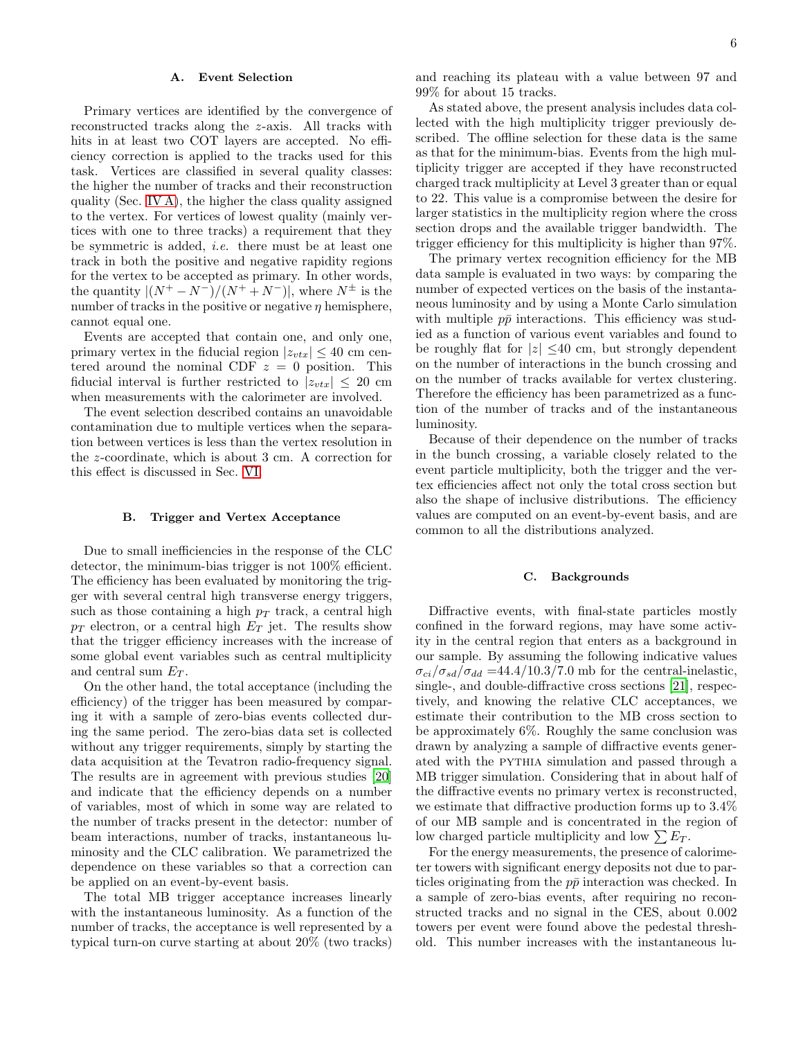### A. Event Selection

Primary vertices are identified by the convergence of reconstructed tracks along the $z$-axis. All tracks with hits in at least two COT layers are accepted. No efficiency correction is applied to the tracks used for this task. Vertices are classified in several quality classes: the higher the number of tracks and their reconstruction quality (Sec. IV A), the higher the class quality assigned to the vertex. For vertices of lowest quality (mainly vertices with one to three tracks) a requirement that they be symmetric is added, *i.e.* there must be at least one track in both the positive and negative rapidity regions for the vertex to be accepted as primary. In other words, the quantity $|(N^+ - N^-)/(N^+ + N^-)|$, where $N^{\pm}$ is the number of tracks in the positive or negative $\eta$ hemisphere, cannot equal one.

Events are accepted that contain one, and only one, primary vertex in the fiducial region $|z_{vtx}| \leq 40$ cm centered around the nominal CDF $z = 0$ position. This fiducial interval is further restricted to $|z_{vtx}| \leq 20$ cm when measurements with the calorimeter are involved.

The event selection described contains an unavoidable contamination due to multiple vertices when the separation between vertices is less than the vertex resolution in the $z$-coordinate, which is about 3 cm. A correction for this effect is discussed in Sec. VI.

### B. Trigger and Vertex Acceptance

Due to small inefficiencies in the response of the CLC detector, the minimum-bias trigger is not 100% efficient. The efficiency has been evaluated by monitoring the trigger with several central high transverse energy triggers, such as those containing a high $p_T$ track, a central high $p_T$ electron, or a central high $E_T$ jet. The results show that the trigger efficiency increases with the increase of some global event variables such as central multiplicity and central sum $E_T$.

On the other hand, the total acceptance (including the efficiency) of the trigger has been measured by comparing it with a sample of zero-bias events collected during the same period. The zero-bias data set is collected without any trigger requirements, simply by starting the data acquisition at the Tevatron radio-frequency signal. The results are in agreement with previous studies [20] and indicate that the efficiency depends on a number of variables, most of which in some way are related to the number of tracks present in the detector: number of beam interactions, number of tracks, instantaneous luminosity and the CLC calibration. We parametrized the dependence on these variables so that a correction can be applied on an event-by-event basis.

The total MB trigger acceptance increases linearly with the instantaneous luminosity. As a function of the number of tracks, the acceptance is well represented by a typical turn-on curve starting at about 20% (two tracks) and reaching its plateau with a value between 97 and 99% for about 15 tracks.

As stated above, the present analysis includes data collected with the high multiplicity trigger previously described. The offline selection for these data is the same as that for the minimum-bias. Events from the high multiplicity trigger are accepted if they have reconstructed charged track multiplicity at Level 3 greater than or equal to 22. This value is a compromise between the desire for larger statistics in the multiplicity region where the cross section drops and the available trigger bandwidth. The trigger efficiency for this multiplicity is higher than 97%.

The primary vertex recognition efficiency for the MB data sample is evaluated in two ways: by comparing the number of expected vertices on the basis of the instantaneous luminosity and by using a Monte Carlo simulation with multiple $p\bar{p}$ interactions. This efficiency was studied as a function of various event variables and found to be roughly flat for $|z| \leq$40 cm, but strongly dependent on the number of interactions in the bunch crossing and on the number of tracks available for vertex clustering. Therefore the efficiency has been parametrized as a function of the number of tracks and of the instantaneous luminosity.

Because of their dependence on the number of tracks in the bunch crossing, a variable closely related to the event particle multiplicity, both the trigger and the vertex efficiencies affect not only the total cross section but also the shape of inclusive distributions. The efficiency values are computed on an event-by-event basis, and are common to all the distributions analyzed.

### C. Backgrounds

Diffractive events, with final-state particles mostly confined in the forward regions, may have some activity in the central region that enters as a background in our sample. By assuming the following indicative values $\sigma_{ci}/\sigma_{sd}/\sigma_{dd}$ =44.4/10.3/7.0 mb for the central-inelastic, single-, and double-diffractive cross sections [21], respectively, and knowing the relative CLC acceptances, we estimate their contribution to the MB cross section to be approximately 6%. Roughly the same conclusion was drawn by analyzing a sample of diffractive events generated with the PYTHIA simulation and passed through a MB trigger simulation. Considering that in about half of the diffractive events no primary vertex is reconstructed, we estimate that diffractive production forms up to 3.4% of our MB sample and is concentrated in the region of low charged particle multiplicity and low $\sum E_T$.

For the energy measurements, the presence of calorimeter towers with significant energy deposits not due to particles originating from the $p\bar{p}$ interaction was checked. In a sample of zero-bias events, after requiring no reconstructed tracks and no signal in the CES, about 0.002 towers per event were found above the pedestal threshold. This number increases with the instantaneous lu-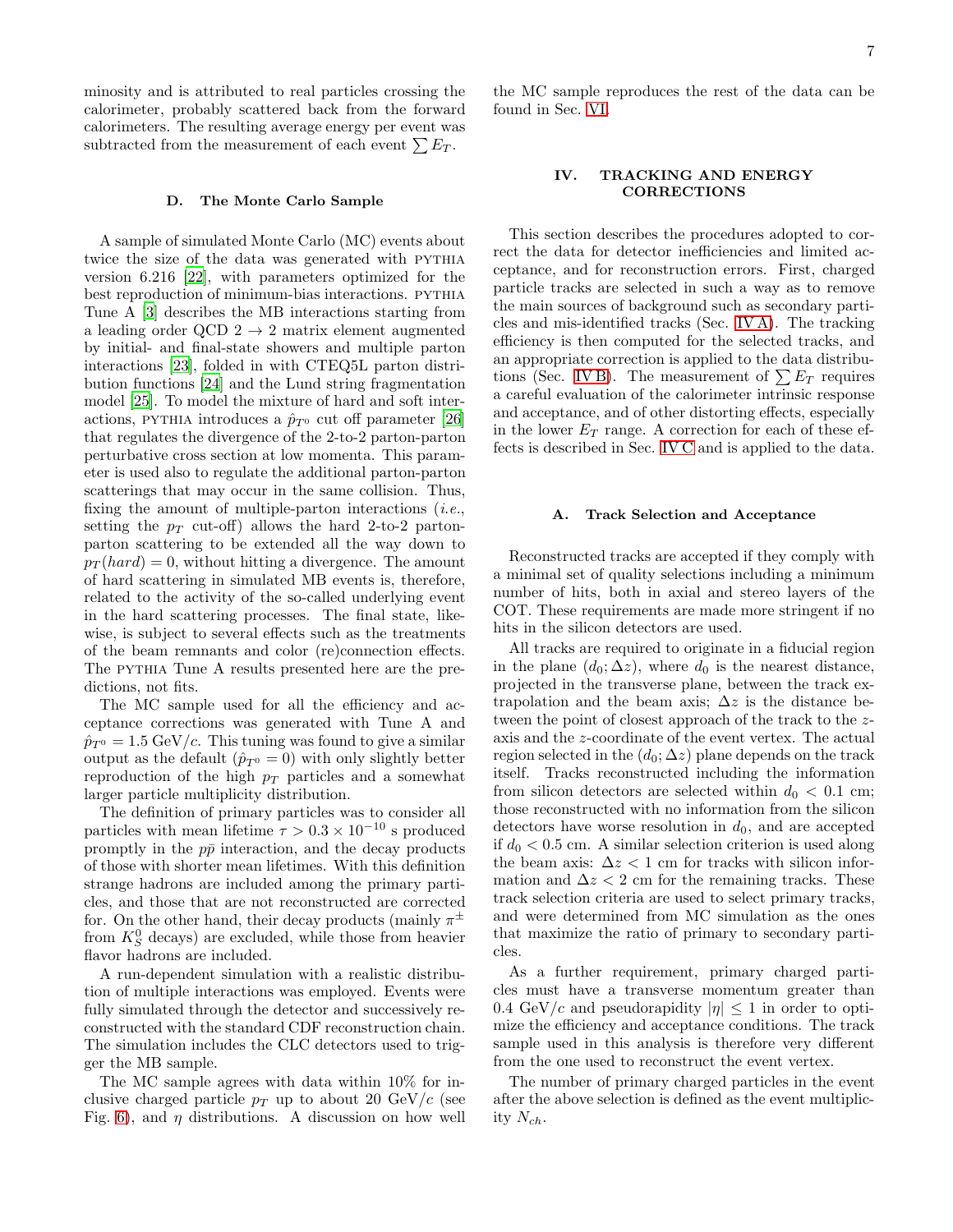minosity and is attributed to real particles crossing the calorimeter, probably scattered back from the forward calorimeters. The resulting average energy per event was subtracted from the measurement of each event $\sum E_T$.

### D. The Monte Carlo Sample

A sample of simulated Monte Carlo (MC) events about twice the size of the data was generated with PYTHIA version 6.216 [22], with parameters optimized for the best reproduction of minimum-bias interactions. PYTHIA Tune A [3] describes the MB interactions starting from a leading order QCD $2 \rightarrow 2$ matrix element augmented by initial- and final-state showers and multiple parton interactions [23], folded in with CTEQ5L parton distribution functions [24] and the Lund string fragmentation model [25]. To model the mixture of hard and soft interactions, PYTHIA introduces a $\hat{p}_{T^0}$ cut off parameter [26] that regulates the divergence of the 2-to-2 parton-parton perturbative cross section at low momenta. This parameter is used also to regulate the additional parton-parton scatterings that may occur in the same collision. Thus, fixing the amount of multiple-parton interactions (*i.e.*, setting the $p_T$ cut-off) allows the hard 2-to-2 parton-parton scattering to be extended all the way down to $p_T(hard) = 0$, without hitting a divergence. The amount of hard scattering in simulated MB events is, therefore, related to the activity of the so-called underlying event in the hard scattering processes. The final state, likewise, is subject to several effects such as the treatments of the beam remnants and color (re)connection effects. The PYTHIA Tune A results presented here are the predictions, not fits.

The MC sample used for all the efficiency and acceptance corrections was generated with Tune A and $\hat{p}_{T^0} = 1.5$ GeV/$c$. This tuning was found to give a similar output as the default ($\hat{p}_{T^0} = 0$) with only slightly better reproduction of the high $p_T$ particles and a somewhat larger particle multiplicity distribution.

The definition of primary particles was to consider all particles with mean lifetime $\tau > 0.3 \times 10^{-10}$ s produced promptly in the $p\bar{p}$ interaction, and the decay products of those with shorter mean lifetimes. With this definition strange hadrons are included among the primary particles, and those that are not reconstructed are corrected for. On the other hand, their decay products (mainly $\pi^{\pm}$ from $K^0_S$ decays) are excluded, while those from heavier flavor hadrons are included.

A run-dependent simulation with a realistic distribution of multiple interactions was employed. Events were fully simulated through the detector and successively reconstructed with the standard CDF reconstruction chain. The simulation includes the CLC detectors used to trigger the MB sample.

The MC sample agrees with data within 10% for inclusive charged particle $p_T$ up to about 20 GeV/$c$ (see Fig. 6), and $\eta$ distributions. A discussion on how well the MC sample reproduces the rest of the data can be found in Sec. VI.

## IV. TRACKING AND ENERGY CORRECTIONS

This section describes the procedures adopted to correct the data for detector inefficiencies and limited acceptance, and for reconstruction errors. First, charged particle tracks are selected in such a way as to remove the main sources of background such as secondary particles and mis-identified tracks (Sec. IV A). The tracking efficiency is then computed for the selected tracks, and an appropriate correction is applied to the data distributions (Sec. IV B). The measurement of $\sum E_T$ requires a careful evaluation of the calorimeter intrinsic response and acceptance, and of other distorting effects, especially in the lower $E_T$ range. A correction for each of these effects is described in Sec. IV C and is applied to the data.

### A. Track Selection and Acceptance

Reconstructed tracks are accepted if they comply with a minimal set of quality selections including a minimum number of hits, both in axial and stereo layers of the COT. These requirements are made more stringent if no hits in the silicon detectors are used.

All tracks are required to originate in a fiducial region in the plane $(d_0; \Delta z)$, where $d_0$ is the nearest distance, projected in the transverse plane, between the track extrapolation and the beam axis; $\Delta z$ is the distance between the point of closest approach of the track to the $z$-axis and the $z$-coordinate of the event vertex. The actual region selected in the $(d_0; \Delta z)$ plane depends on the track itself. Tracks reconstructed including the information from silicon detectors are selected within $d_0 < 0.1$ cm; those reconstructed with no information from the silicon detectors have worse resolution in $d_0$, and are accepted if $d_0 < 0.5$ cm. A similar selection criterion is used along the beam axis: $\Delta z < 1$ cm for tracks with silicon information and $\Delta z < 2$ cm for the remaining tracks. These track selection criteria are used to select primary tracks, and were determined from MC simulation as the ones that maximize the ratio of primary to secondary particles.

As a further requirement, primary charged particles must have a transverse momentum greater than 0.4 GeV/$c$ and pseudorapidity $|\eta| \leq 1$ in order to optimize the efficiency and acceptance conditions. The track sample used in this analysis is therefore very different from the one used to reconstruct the event vertex.

The number of primary charged particles in the event after the above selection is defined as the event multiplicity $N_{ch}$.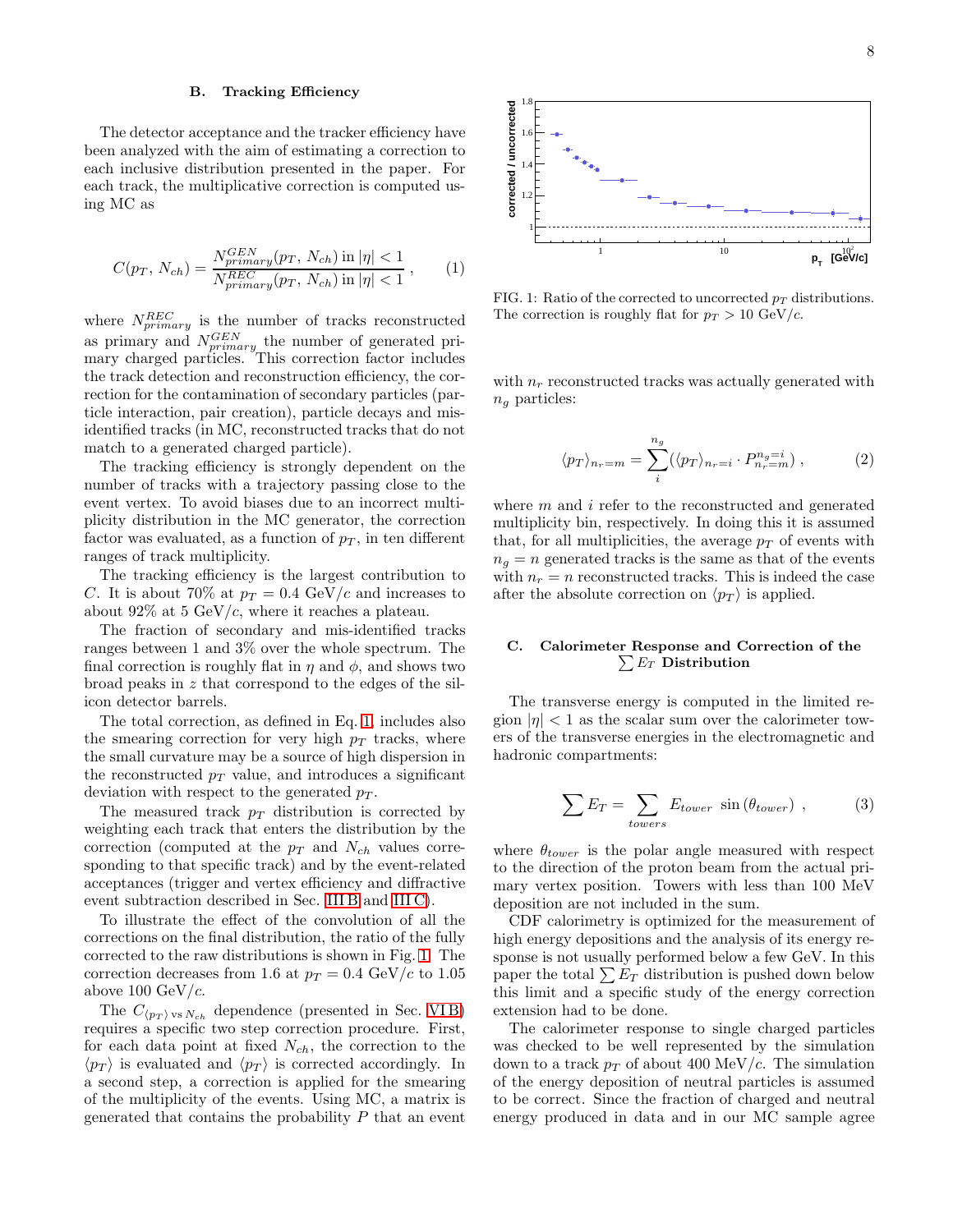### B. Tracking Efficiency

The detector acceptance and the tracker efficiency have been analyzed with the aim of estimating a correction to each inclusive distribution presented in the paper. For each track, the multiplicative correction is computed using MC as

$$C(p_T,\, N_{ch}) = \frac{N^{GEN}_{primary}(p_T,\, N_{ch}) \text{ in } |\eta| < 1}{N^{REC}_{primary}(p_T,\, N_{ch}) \text{ in } |\eta| < 1}\,, \tag{1}$$

where $N^{REC}_{primary}$ is the number of tracks reconstructed as primary and $N^{GEN}_{primary}$ the number of generated primary charged particles. This correction factor includes the track detection and reconstruction efficiency, the correction for the contamination of secondary particles (particle interaction, pair creation), particle decays and mis-identified tracks (in MC, reconstructed tracks that do not match to a generated charged particle).

The tracking efficiency is strongly dependent on the number of tracks with a trajectory passing close to the event vertex. To avoid biases due to an incorrect multiplicity distribution in the MC generator, the correction factor was evaluated, as a function of $p_T$, in ten different ranges of track multiplicity.

The tracking efficiency is the largest contribution to $C$. It is about 70% at $p_T = 0.4$ GeV/$c$ and increases to about 92% at 5 GeV/$c$, where it reaches a plateau.

The fraction of secondary and mis-identified tracks ranges between 1 and 3% over the whole spectrum. The final correction is roughly flat in $\eta$ and $\phi$, and shows two broad peaks in $z$ that correspond to the edges of the silicon detector barrels.

The total correction, as defined in Eq. 1, includes also the smearing correction for very high $p_T$ tracks, where the small curvature may be a source of high dispersion in the reconstructed $p_T$ value, and introduces a significant deviation with respect to the generated $p_T$.

The measured track $p_T$ distribution is corrected by weighting each track that enters the distribution by the correction (computed at the $p_T$ and $N_{ch}$ values corresponding to that specific track) and by the event-related acceptances (trigger and vertex efficiency and diffractive event subtraction described in Sec. III B and III C).

To illustrate the effect of the convolution of all the corrections on the final distribution, the ratio of the fully corrected to the raw distributions is shown in Fig. 1. The correction decreases from 1.6 at $p_T = 0.4$ GeV/$c$ to 1.05 above 100 GeV/$c$.

The $C_{\langle p_T\rangle \text{ vs } N_{ch}}$ dependence (presented in Sec. VI B) requires a specific two step correction procedure. First, for each data point at fixed $N_{ch}$, the correction to the $\langle p_T\rangle$ is evaluated and $\langle p_T\rangle$ is corrected accordingly. In a second step, a correction is applied for the smearing of the multiplicity of the events. Using MC, a matrix is generated that contains the probability $P$ that an event

FIG. 1: Ratio of the corrected to uncorrected $p_T$ distributions. The correction is roughly flat for $p_T > 10$ GeV/$c$.

with $n_r$ reconstructed tracks was actually generated with $n_g$ particles:

$$\langle p_T\rangle_{n_r=m} = \sum_{i}^{n_g} (\langle p_T\rangle_{n_r=i} \cdot P^{n_g=i}_{n_r=m})\,, \tag{2}$$

where $m$ and $i$ refer to the reconstructed and generated multiplicity bin, respectively. In doing this it is assumed that, for all multiplicities, the average $p_T$ of events with $n_g = n$ generated tracks is the same as that of the events with $n_r = n$ reconstructed tracks. This is indeed the case after the absolute correction on $\langle p_T\rangle$ is applied.

### C. Calorimeter Response and Correction of the $\sum E_T$ Distribution

The transverse energy is computed in the limited region $|\eta| < 1$ as the scalar sum over the calorimeter towers of the transverse energies in the electromagnetic and hadronic compartments:

$$\sum E_T = \sum_{towers} E_{tower}\, \sin(\theta_{tower})\,, \tag{3}$$

where $\theta_{tower}$ is the polar angle measured with respect to the direction of the proton beam from the actual primary vertex position. Towers with less than 100 MeV deposition are not included in the sum.

CDF calorimetry is optimized for the measurement of high energy depositions and the analysis of its energy response is not usually performed below a few GeV. In this paper the total $\sum E_T$ distribution is pushed down below this limit and a specific study of the energy correction extension had to be done.

The calorimeter response to single charged particles was checked to be well represented by the simulation down to a track $p_T$ of about 400 MeV/$c$. The simulation of the energy deposition of neutral particles is assumed to be correct. Since the fraction of charged and neutral energy produced in data and in our MC sample agree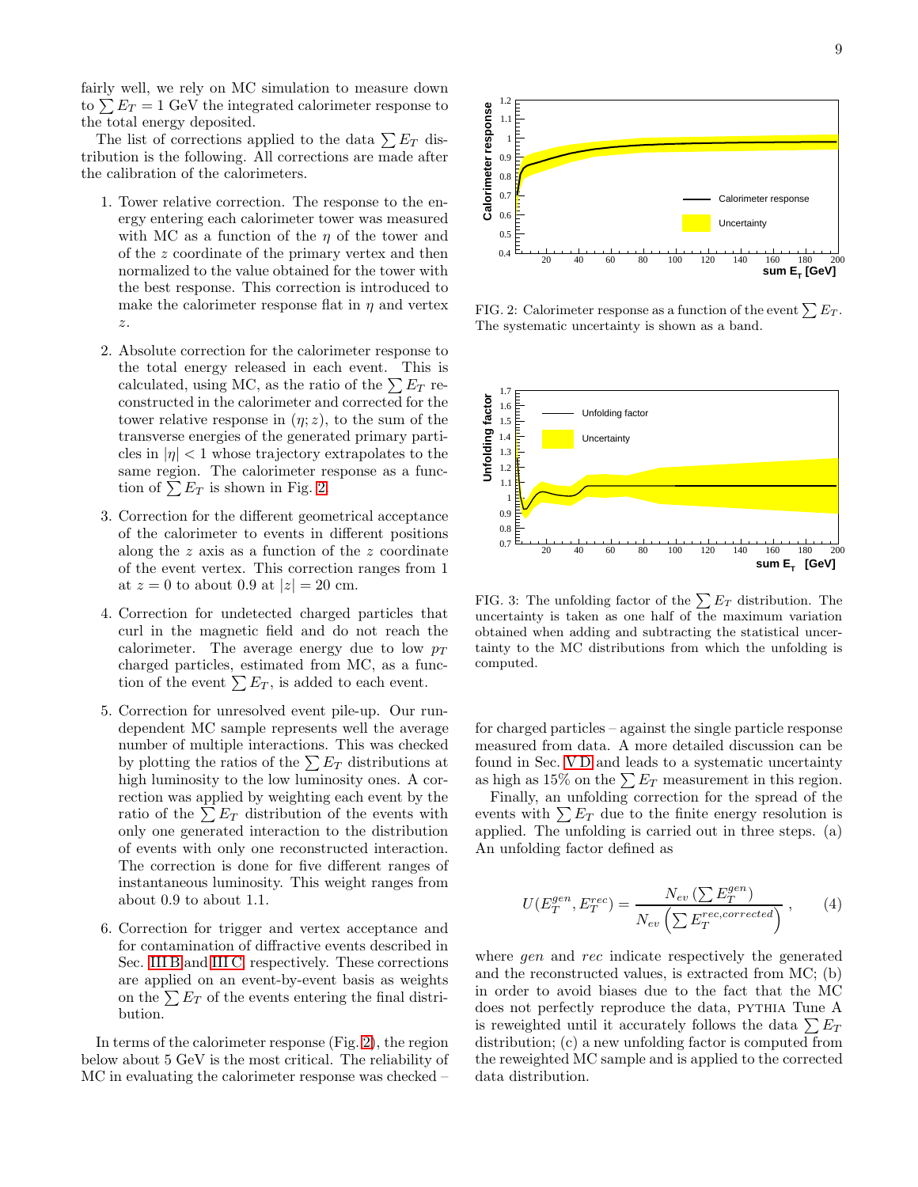fairly well, we rely on MC simulation to measure down to $\sum E_T = 1$ GeV the integrated calorimeter response to the total energy deposited.

The list of corrections applied to the data $\sum E_T$ distribution is the following. All corrections are made after the calibration of the calorimeters.

1. Tower relative correction. The response to the energy entering each calorimeter tower was measured with MC as a function of the $\eta$ of the tower and of the $z$ coordinate of the primary vertex and then normalized to the value obtained for the tower with the best response. This correction is introduced to make the calorimeter response flat in $\eta$ and vertex $z$.

2. Absolute correction for the calorimeter response to the total energy released in each event. This is calculated, using MC, as the ratio of the $\sum E_T$ reconstructed in the calorimeter and corrected for the tower relative response in $(\eta; z)$, to the sum of the transverse energies of the generated primary particles in $|\eta| < 1$ whose trajectory extrapolates to the same region. The calorimeter response as a function of $\sum E_T$ is shown in Fig. 2.

3. Correction for the different geometrical acceptance of the calorimeter to events in different positions along the $z$ axis as a function of the $z$ coordinate of the event vertex. This correction ranges from 1 at $z = 0$ to about 0.9 at $|z| = 20$ cm.

4. Correction for undetected charged particles that curl in the magnetic field and do not reach the calorimeter. The average energy due to low $p_T$ charged particles, estimated from MC, as a function of the event $\sum E_T$, is added to each event.

5. Correction for unresolved event pile-up. Our run-dependent MC sample represents well the average number of multiple interactions. This was checked by plotting the ratios of the $\sum E_T$ distributions at high luminosity to the low luminosity ones. A correction was applied by weighting each event by the ratio of the $\sum E_T$ distribution of the events with only one generated interaction to the distribution of events with only one reconstructed interaction. The correction is done for five different ranges of instantaneous luminosity. This weight ranges from about 0.9 to about 1.1.

6. Correction for trigger and vertex acceptance and for contamination of diffractive events described in Sec. III B and III C respectively. These corrections are applied on an event-by-event basis as weights on the $\sum E_T$ of the events entering the final distribution.

In terms of the calorimeter response (Fig. 2), the region below about 5 GeV is the most critical. The reliability of MC in evaluating the calorimeter response was checked – for charged particles – against the single particle response measured from data. A more detailed discussion can be found in Sec. V D and leads to a systematic uncertainty as high as 15% on the $\sum E_T$ measurement in this region.

FIG. 2: Calorimeter response as a function of the event $\sum E_T$. The systematic uncertainty is shown as a band.

FIG. 3: The unfolding factor of the $\sum E_T$ distribution. The uncertainty is taken as one half of the maximum variation obtained when adding and subtracting the statistical uncertainty to the MC distributions from which the unfolding is computed.

Finally, an unfolding correction for the spread of the events with $\sum E_T$ due to the finite energy resolution is applied. The unfolding is carried out in three steps. (a) An unfolding factor defined as

$$U(E_T^{gen}, E_T^{rec}) = \frac{N_{ev}\left(\sum E_T^{gen}\right)}{N_{ev}\left(\sum E_T^{rec,corrected}\right)}, \tag{4}$$

where *gen* and *rec* indicate respectively the generated and the reconstructed values, is extracted from MC; (b) in order to avoid biases due to the fact that the MC does not perfectly reproduce the data, PYTHIA Tune A is reweighted until it accurately follows the data $\sum E_T$ distribution; (c) a new unfolding factor is computed from the reweighted MC sample and is applied to the corrected data distribution.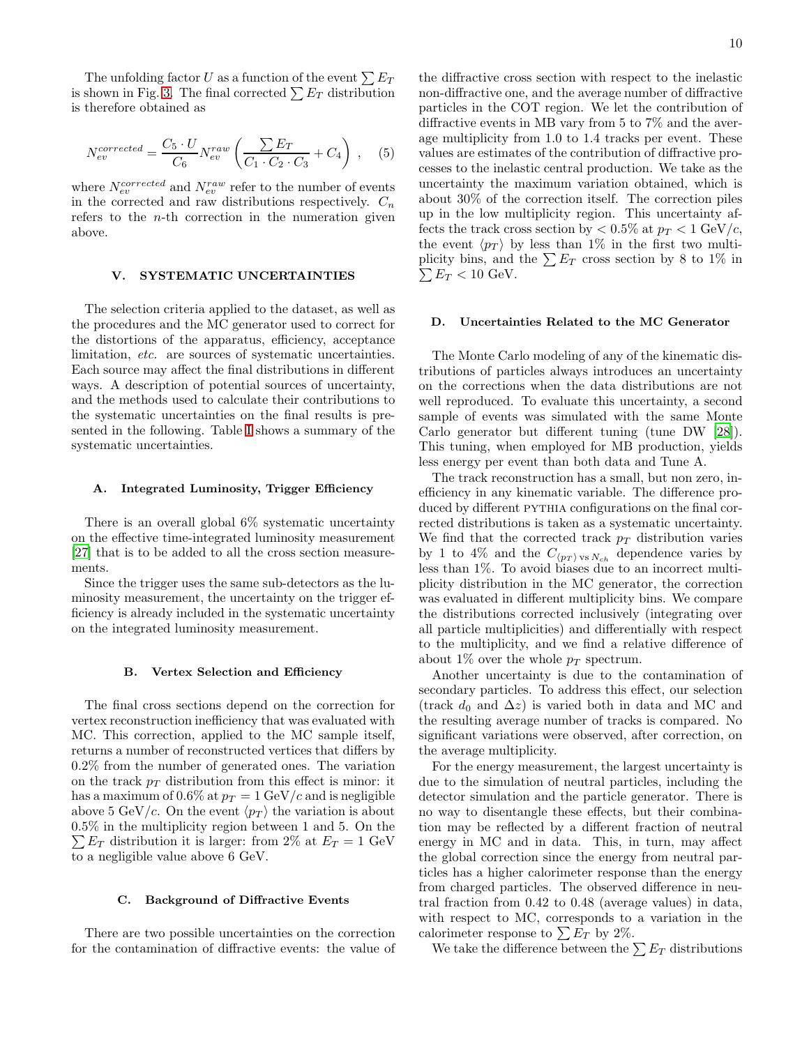The unfolding factor $U$ as a function of the event $\sum E_T$ is shown in Fig. 3. The final corrected $\sum E_T$ distribution is therefore obtained as

$$N_{ev}^{corrected} = \frac{C_5 \cdot U}{C_6} N_{ev}^{raw} \left( \frac{\sum E_T}{C_1 \cdot C_2 \cdot C_3} + C_4 \right) , \quad (5)$$

where $N_{ev}^{corrected}$ and $N_{ev}^{raw}$ refer to the number of events in the corrected and raw distributions respectively. $C_n$ refers to the $n$-th correction in the numeration given above.

## V. SYSTEMATIC UNCERTAINTIES

The selection criteria applied to the dataset, as well as the procedures and the MC generator used to correct for the distortions of the apparatus, efficiency, acceptance limitation, *etc.* are sources of systematic uncertainties. Each source may affect the final distributions in different ways. A description of potential sources of uncertainty, and the methods used to calculate their contributions to the systematic uncertainties on the final results is presented in the following. Table I shows a summary of the systematic uncertainties.

### A. Integrated Luminosity, Trigger Efficiency

There is an overall global 6% systematic uncertainty on the effective time-integrated luminosity measurement [27] that is to be added to all the cross section measurements.

Since the trigger uses the same sub-detectors as the luminosity measurement, the uncertainty on the trigger efficiency is already included in the systematic uncertainty on the integrated luminosity measurement.

### B. Vertex Selection and Efficiency

The final cross sections depend on the correction for vertex reconstruction inefficiency that was evaluated with MC. This correction, applied to the MC sample itself, returns a number of reconstructed vertices that differs by 0.2% from the number of generated ones. The variation on the track $p_T$ distribution from this effect is minor: it has a maximum of 0.6% at $p_T = 1$ GeV/$c$ and is negligible above 5 GeV/$c$. On the event $\langle p_T \rangle$ the variation is about 0.5% in the multiplicity region between 1 and 5. On the $\sum E_T$ distribution it is larger: from 2% at $E_T = 1$ GeV to a negligible value above 6 GeV.

### C. Background of Diffractive Events

There are two possible uncertainties on the correction for the contamination of diffractive events: the value of the diffractive cross section with respect to the inelastic non-diffractive one, and the average number of diffractive particles in the COT region. We let the contribution of diffractive events in MB vary from 5 to 7% and the average multiplicity from 1.0 to 1.4 tracks per event. These values are estimates of the contribution of diffractive processes to the inelastic central production. We take as the uncertainty the maximum variation obtained, which is about 30% of the correction itself. The correction piles up in the low multiplicity region. This uncertainty affects the track cross section by $< 0.5\%$ at $p_T < 1$ GeV/$c$, the event $\langle p_T \rangle$ by less than 1% in the first two multiplicity bins, and the $\sum E_T$ cross section by 8 to 1% in $\sum E_T < 10$ GeV.

### D. Uncertainties Related to the MC Generator

The Monte Carlo modeling of any of the kinematic distributions of particles always introduces an uncertainty on the corrections when the data distributions are not well reproduced. To evaluate this uncertainty, a second sample of events was simulated with the same Monte Carlo generator but different tuning (tune DW [28]). This tuning, when employed for MB production, yields less energy per event than both data and Tune A.

The track reconstruction has a small, but non zero, inefficiency in any kinematic variable. The difference produced by different PYTHIA configurations on the final corrected distributions is taken as a systematic uncertainty. We find that the corrected track $p_T$ distribution varies by 1 to 4% and the $C_{\langle p_T \rangle \text{ vs } N_{ch}}$ dependence varies by less than 1%. To avoid biases due to an incorrect multiplicity distribution in the MC generator, the correction was evaluated in different multiplicity bins. We compare the distributions corrected inclusively (integrating over all particle multiplicities) and differentially with respect to the multiplicity, and we find a relative difference of about 1% over the whole $p_T$ spectrum.

Another uncertainty is due to the contamination of secondary particles. To address this effect, our selection (track $d_0$ and $\Delta z$) is varied both in data and MC and the resulting average number of tracks is compared. No significant variations were observed, after correction, on the average multiplicity.

For the energy measurement, the largest uncertainty is due to the simulation of neutral particles, including the detector simulation and the particle generator. There is no way to disentangle these effects, but their combination may be reflected by a different fraction of neutral energy in MC and in data. This, in turn, may affect the global correction since the energy from neutral particles has a higher calorimeter response than the energy from charged particles. The observed difference in neutral fraction from 0.42 to 0.48 (average values) in data, with respect to MC, corresponds to a variation in the calorimeter response to $\sum E_T$ by 2%.

We take the difference between the $\sum E_T$ distributions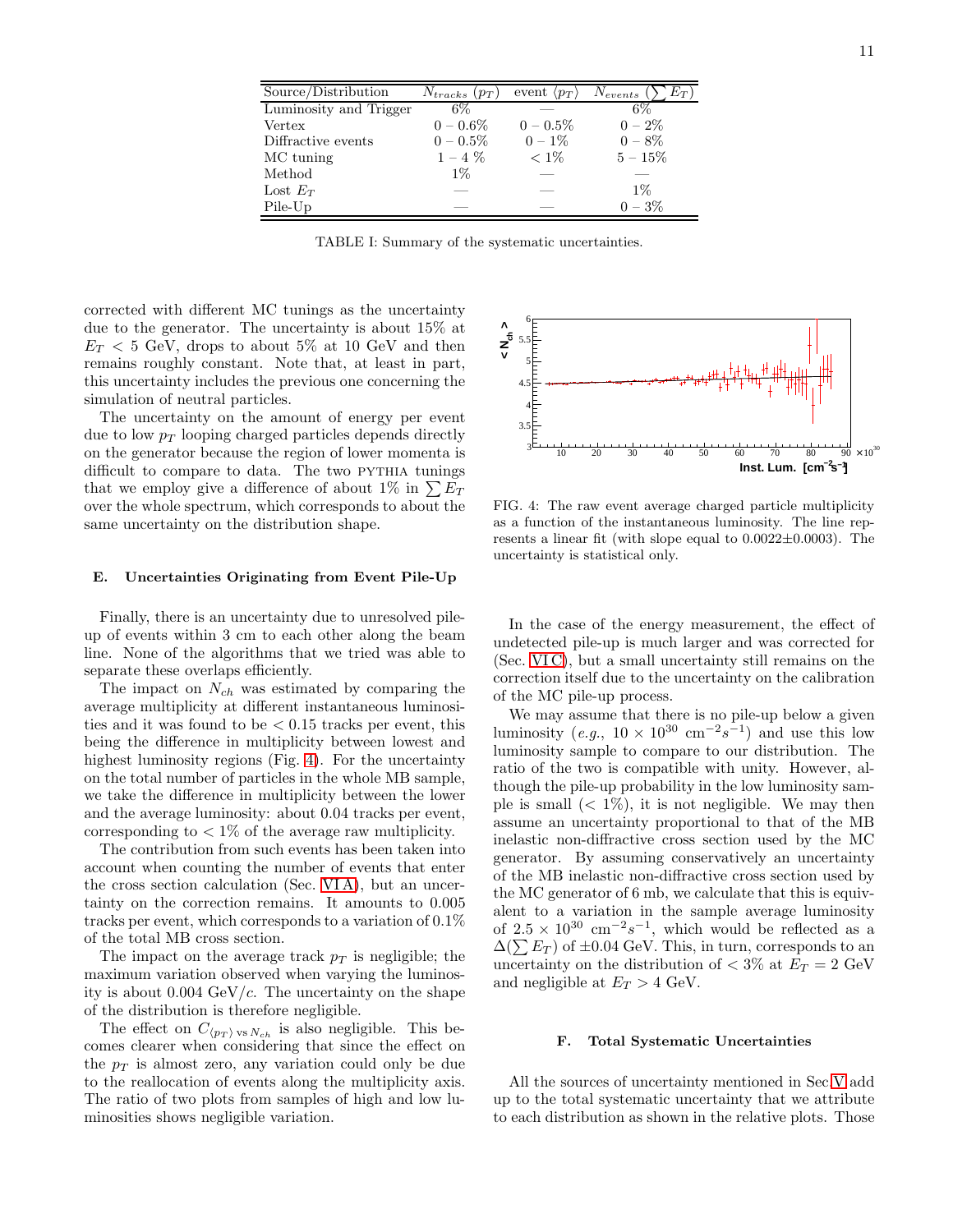| Source/Distribution | $N_{tracks}$ $(p_T)$ | event $\langle p_T \rangle$ | $N_{events}$ $(\sum E_T)$ |
|---|---|---|---|
| Luminosity and Trigger | 6% | — | 6% |
| Vertex | $0-0.6\%$ | $0-0.5\%$ | $0-2\%$ |
| Diffractive events | $0-0.5\%$ | $0-1\%$ | $0-8\%$ |
| MC tuning | $1-4$ % | $<1\%$ | $5-15\%$ |
| Method | 1% | — | — |
| Lost $E_T$ | — | — | 1% |
| Pile-Up | — | — | $0-3\%$ |

TABLE I: Summary of the systematic uncertainties.

corrected with different MC tunings as the uncertainty due to the generator. The uncertainty is about 15% at $E_T < 5$ GeV, drops to about 5% at 10 GeV and then remains roughly constant. Note that, at least in part, this uncertainty includes the previous one concerning the simulation of neutral particles.

The uncertainty on the amount of energy per event due to low $p_T$ looping charged particles depends directly on the generator because the region of lower momenta is difficult to compare to data. The two PYTHIA tunings that we employ give a difference of about 1% in $\sum E_T$ over the whole spectrum, which corresponds to about the same uncertainty on the distribution shape.

### E. Uncertainties Originating from Event Pile-Up

Finally, there is an uncertainty due to unresolved pile-up of events within 3 cm to each other along the beam line. None of the algorithms that we tried was able to separate these overlaps efficiently.

The impact on $N_{ch}$ was estimated by comparing the average multiplicity at different instantaneous luminosities and it was found to be $< 0.15$ tracks per event, this being the difference in multiplicity between lowest and highest luminosity regions (Fig. 4). For the uncertainty on the total number of particles in the whole MB sample, we take the difference in multiplicity between the lower and the average luminosity: about 0.04 tracks per event, corresponding to $< 1\%$ of the average raw multiplicity.

The contribution from such events has been taken into account when counting the number of events that enter the cross section calculation (Sec. VI A), but an uncertainty on the correction remains. It amounts to 0.005 tracks per event, which corresponds to a variation of 0.1% of the total MB cross section.

The impact on the average track $p_T$ is negligible; the maximum variation observed when varying the luminosity is about 0.004 GeV/$c$. The uncertainty on the shape of the distribution is therefore negligible.

The effect on $C_{\langle p_T \rangle \text{ vs } N_{ch}}$ is also negligible. This becomes clearer when considering that since the effect on the $p_T$ is almost zero, any variation could only be due to the reallocation of events along the multiplicity axis. The ratio of two plots from samples of high and low luminosities shows negligible variation.

FIG. 4: The raw event average charged particle multiplicity as a function of the instantaneous luminosity. The line represents a linear fit (with slope equal to $0.0022\pm0.0003$). The uncertainty is statistical only.

In the case of the energy measurement, the effect of undetected pile-up is much larger and was corrected for (Sec. VI C), but a small uncertainty still remains on the correction itself due to the uncertainty on the calibration of the MC pile-up process.

We may assume that there is no pile-up below a given luminosity (*e.g.*, $10 \times 10^{30}$ cm$^{-2}s^{-1}$) and use this low luminosity sample to compare to our distribution. The ratio of the two is compatible with unity. However, although the pile-up probability in the low luminosity sample is small ($< 1\%$), it is not negligible. We may then assume an uncertainty proportional to that of the MB inelastic non-diffractive cross section used by the MC generator. By assuming conservatively an uncertainty of the MB inelastic non-diffractive cross section used by the MC generator of 6 mb, we calculate that this is equivalent to a variation in the sample average luminosity of $2.5 \times 10^{30}$ cm$^{-2}s^{-1}$, which would be reflected as a $\Delta(\sum E_T)$ of $\pm0.04$ GeV. This, in turn, corresponds to an uncertainty on the distribution of $< 3\%$ at $E_T = 2$ GeV and negligible at $E_T > 4$ GeV.

### F. Total Systematic Uncertainties

All the sources of uncertainty mentioned in Sec V add up to the total systematic uncertainty that we attribute to each distribution as shown in the relative plots. Those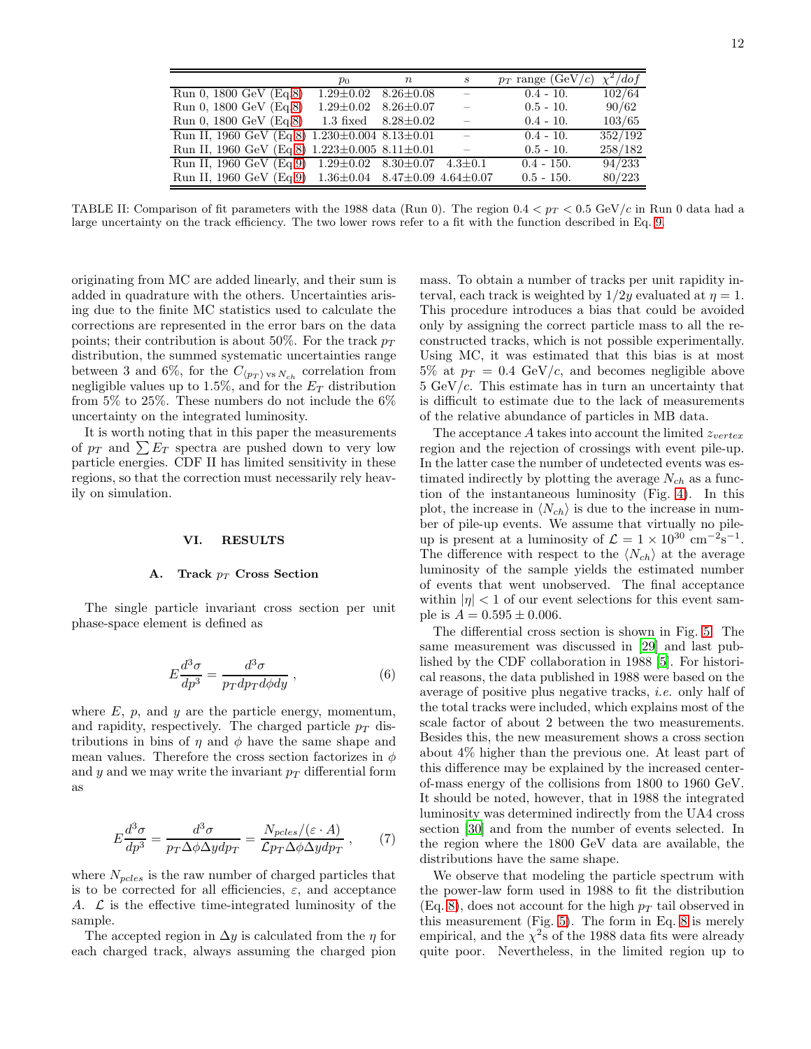| | $p_0$ | $n$ | $s$ | $p_T$ range (GeV/$c$) | $\chi^2/dof$ |
|---|---|---|---|---|---|
| Run 0, 1800 GeV (Eq.8) | 1.29±0.02 | 8.26±0.08 | – | 0.4 - 10. | 102/64 |
| Run 0, 1800 GeV (Eq.8) | 1.29±0.02 | 8.26±0.07 | – | 0.5 - 10. | 90/62 |
| Run 0, 1800 GeV (Eq.8) | 1.3 fixed | 8.28±0.02 | – | 0.4 - 10. | 103/65 |
| Run II, 1960 GeV (Eq.8) | 1.230±0.004 | 8.13±0.01 | – | 0.4 - 10. | 352/192 |
| Run II, 1960 GeV (Eq.8) | 1.223±0.005 | 8.11±0.01 | – | 0.5 - 10. | 258/182 |
| Run II, 1960 GeV (Eq.9) | 1.29±0.02 | 8.30±0.07 | 4.3±0.1 | 0.4 - 150. | 94/233 |
| Run II, 1960 GeV (Eq.9) | 1.36±0.04 | 8.47±0.09 | 4.64±0.07 | 0.5 - 150. | 80/223 |

TABLE II: Comparison of fit parameters with the 1988 data (Run 0). The region $0.4 < p_T < 0.5$ GeV/$c$ in Run 0 data had a large uncertainty on the track efficiency. The two lower rows refer to a fit with the function described in Eq. 9.

originating from MC are added linearly, and their sum is added in quadrature with the others. Uncertainties arising due to the finite MC statistics used to calculate the corrections are represented in the error bars on the data points; their contribution is about 50%. For the track $p_T$ distribution, the summed systematic uncertainties range between 3 and 6%, for the $C_{\langle p_T \rangle \text{ vs } N_{ch}}$ correlation from negligible values up to 1.5%, and for the $E_T$ distribution from 5% to 25%. These numbers do not include the 6% uncertainty on the integrated luminosity.

It is worth noting that in this paper the measurements of $p_T$ and $\sum E_T$ spectra are pushed down to very low particle energies. CDF II has limited sensitivity in these regions, so that the correction must necessarily rely heavily on simulation.

## VI. RESULTS

### A. Track $p_T$ Cross Section

The single particle invariant cross section per unit phase-space element is defined as

$$E\frac{d^3\sigma}{dp^3} = \frac{d^3\sigma}{p_T dp_T d\phi dy} , \tag{6}$$

where $E$, $p$, and $y$ are the particle energy, momentum, and rapidity, respectively. The charged particle $p_T$ distributions in bins of $\eta$ and $\phi$ have the same shape and mean values. Therefore the cross section factorizes in $\phi$ and $y$ and we may write the invariant $p_T$ differential form as

$$E\frac{d^3\sigma}{dp^3} = \frac{d^3\sigma}{p_T \Delta\phi \Delta y dp_T} = \frac{N_{pcles}/(\varepsilon \cdot A)}{\mathcal{L} p_T \Delta\phi \Delta y dp_T} , \tag{7}$$

where $N_{pcles}$ is the raw number of charged particles that is to be corrected for all efficiencies, $\varepsilon$, and acceptance $A$. $\mathcal{L}$ is the effective time-integrated luminosity of the sample.

The accepted region in $\Delta y$ is calculated from the $\eta$ for each charged track, always assuming the charged pion mass. To obtain a number of tracks per unit rapidity interval, each track is weighted by $1/2y$ evaluated at $\eta = 1$. This procedure introduces a bias that could be avoided only by assigning the correct particle mass to all the reconstructed tracks, which is not possible experimentally. Using MC, it was estimated that this bias is at most 5% at $p_T = 0.4$ GeV/$c$, and becomes negligible above 5 GeV/$c$. This estimate has in turn an uncertainty that is difficult to estimate due to the lack of measurements of the relative abundance of particles in MB data.

The acceptance $A$ takes into account the limited $z_{vertex}$ region and the rejection of crossings with event pile-up. In the latter case the number of undetected events was estimated indirectly by plotting the average $N_{ch}$ as a function of the instantaneous luminosity (Fig. 4). In this plot, the increase in $\langle N_{ch} \rangle$ is due to the increase in number of pile-up events. We assume that virtually no pile-up is present at a luminosity of $\mathcal{L} = 1 \times 10^{30}$ cm$^{-2}$s$^{-1}$. The difference with respect to the $\langle N_{ch} \rangle$ at the average luminosity of the sample yields the estimated number of events that went unobserved. The final acceptance within $|\eta| < 1$ of our event selections for this event sample is $A = 0.595 \pm 0.006$.

The differential cross section is shown in Fig. 5. The same measurement was discussed in [29] and last published by the CDF collaboration in 1988 [5]. For historical reasons, the data published in 1988 were based on the average of positive plus negative tracks, *i.e.* only half of the total tracks were included, which explains most of the scale factor of about 2 between the two measurements. Besides this, the new measurement shows a cross section about 4% higher than the previous one. At least part of this difference may be explained by the increased center-of-mass energy of the collisions from 1800 to 1960 GeV. It should be noted, however, that in 1988 the integrated luminosity was determined indirectly from the UA4 cross section [30] and from the number of events selected. In the region where the 1800 GeV data are available, the distributions have the same shape.

We observe that modeling the particle spectrum with the power-law form used in 1988 to fit the distribution (Eq. 8), does not account for the high $p_T$ tail observed in this measurement (Fig. 5). The form in Eq. 8 is merely empirical, and the $\chi^2$s of the 1988 data fits were already quite poor. Nevertheless, in the limited region up to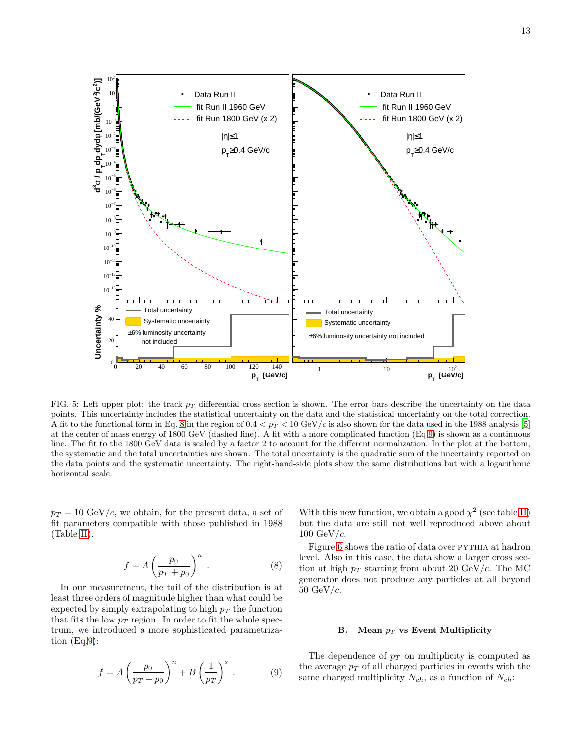FIG. 5: Left upper plot: the track $p_T$ differential cross section is shown. The error bars describe the uncertainty on the data points. This uncertainty includes the statistical uncertainty on the data and the statistical uncertainty on the total correction. A fit to the functional form in Eq. 8 in the region of $0.4 < p_T < 10$ GeV/$c$ is also shown for the data used in the 1988 analysis [5] at the center of mass energy of 1800 GeV (dashed line). A fit with a more complicated function (Eq 9) is shown as a continuous line. The fit to the 1800 GeV data is scaled by a factor 2 to account for the different normalization. In the plot at the bottom, the systematic and the total uncertainties are shown. The total uncertainty is the quadratic sum of the uncertainty reported on the data points and the systematic uncertainty. The right-hand-side plots show the same distributions but with a logarithmic horizontal scale.

$p_T = 10$ GeV/$c$, we obtain, for the present data, a set of fit parameters compatible with those published in 1988 (Table II).

$$f = A \left( \frac{p_0}{p_T + p_0} \right)^n . \quad (8)$$

In our measurement, the tail of the distribution is at least three orders of magnitude higher than what could be expected by simply extrapolating to high $p_T$ the function that fits the low $p_T$ region. In order to fit the whole spectrum, we introduced a more sophisticated parametrization (Eq.9):

$$f = A \left( \frac{p_0}{p_T + p_0} \right)^n + B \left( \frac{1}{p_T} \right)^s . \quad (9)$$

With this new function, we obtain a good $\chi^2$ (see table II) but the data are still not well reproduced above about 100 GeV/$c$.

Figure 6 shows the ratio of data over PYTHIA at hadron level. Also in this case, the data show a larger cross section at high $p_T$ starting from about 20 GeV/$c$. The MC generator does not produce any particles at all beyond 50 GeV/$c$.

### B. Mean $p_T$ vs Event Multiplicity

The dependence of $p_T$ on multiplicity is computed as the average $p_T$ of all charged particles in events with the same charged multiplicity $N_{ch}$, as a function of $N_{ch}$: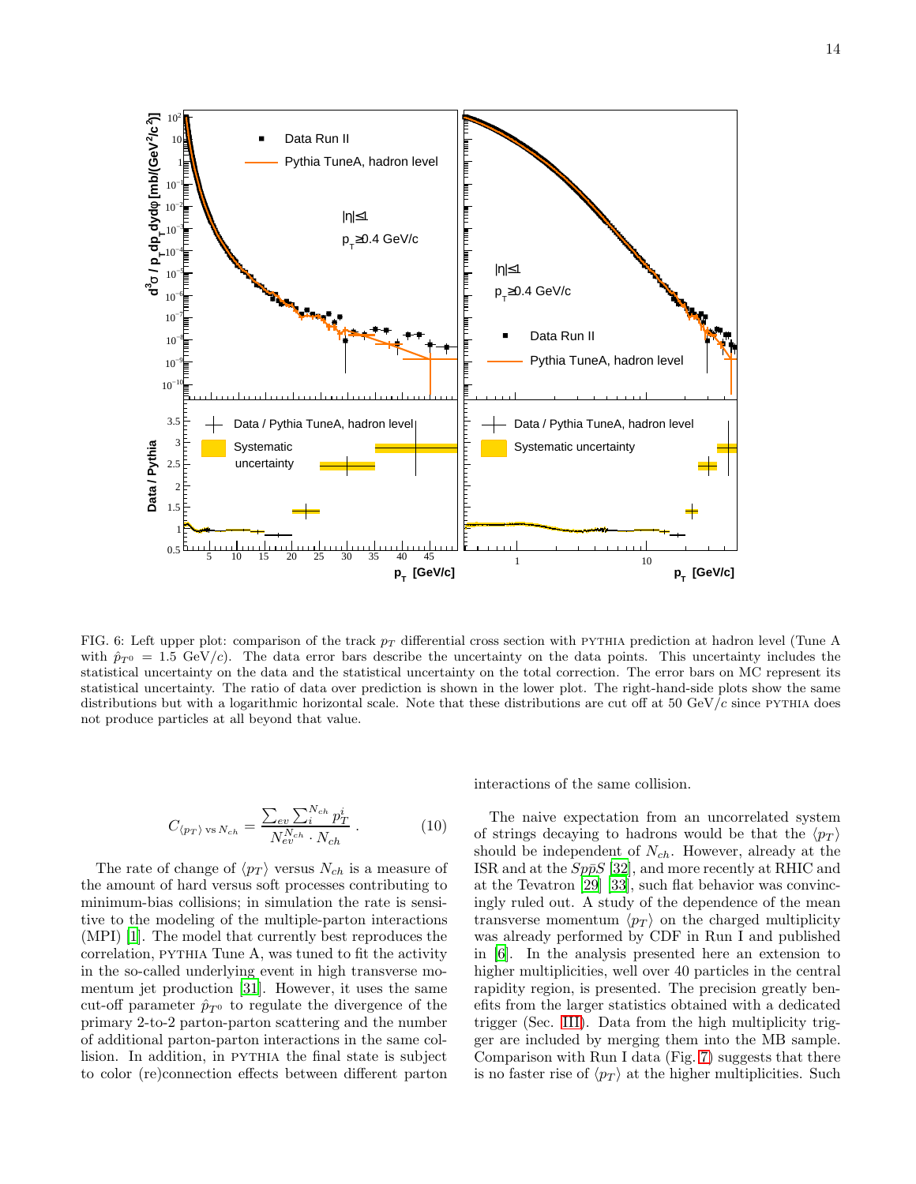FIG. 6: Left upper plot: comparison of the track $p_T$ differential cross section with PYTHIA prediction at hadron level (Tune A with $\hat{p}_{T^0} = 1.5$ GeV/$c$). The data error bars describe the uncertainty on the data points. This uncertainty includes the statistical uncertainty on the data and the statistical uncertainty on the total correction. The error bars on MC represent its statistical uncertainty. The ratio of data over prediction is shown in the lower plot. The right-hand-side plots show the same distributions but with a logarithmic horizontal scale. Note that these distributions are cut off at 50 GeV/$c$ since PYTHIA does not produce particles at all beyond that value.

$$C_{\langle p_T \rangle \text{ vs } N_{ch}} = \frac{\sum_{ev} \sum_i^{N_{ch}} p_T^i}{N_{ev}^{N_{ch}} \cdot N_{ch}} \,. \qquad (10)$$

The rate of change of $\langle p_T \rangle$ versus $N_{ch}$ is a measure of the amount of hard versus soft processes contributing to minimum-bias collisions; in simulation the rate is sensitive to the modeling of the multiple-parton interactions (MPI) [1]. The model that currently best reproduces the correlation, PYTHIA Tune A, was tuned to fit the activity in the so-called underlying event in high transverse momentum jet production [31]. However, it uses the same cut-off parameter $\hat{p}_{T^0}$ to regulate the divergence of the primary 2-to-2 parton-parton scattering and the number of additional parton-parton interactions in the same collision. In addition, in PYTHIA the final state is subject to color (re)connection effects between different parton interactions of the same collision.

The naive expectation from an uncorrelated system of strings decaying to hadrons would be that the $\langle p_T \rangle$ should be independent of $N_{ch}$. However, already at the ISR and at the $Sp\bar{p}S$ [32], and more recently at RHIC and at the Tevatron [29] [33], such flat behavior was convincingly ruled out. A study of the dependence of the mean transverse momentum $\langle p_T \rangle$ on the charged multiplicity was already performed by CDF in Run I and published in [6]. In the analysis presented here an extension to higher multiplicities, well over 40 particles in the central rapidity region, is presented. The precision greatly benefits from the larger statistics obtained with a dedicated trigger (Sec. III). Data from the high multiplicity trigger are included by merging them into the MB sample. Comparison with Run I data (Fig. 7) suggests that there is no faster rise of $\langle p_T \rangle$ at the higher multiplicities. Such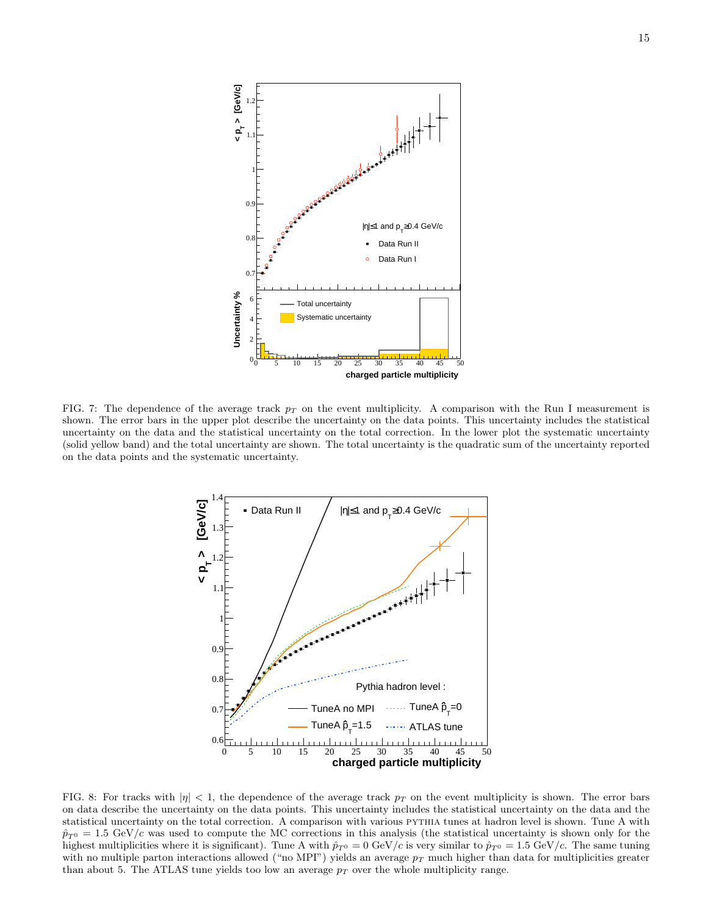FIG. 7: The dependence of the average track $p_T$ on the event multiplicity. A comparison with the Run I measurement is shown. The error bars in the upper plot describe the uncertainty on the data points. This uncertainty includes the statistical uncertainty on the data and the statistical uncertainty on the total correction. In the lower plot the systematic uncertainty (solid yellow band) and the total uncertainty are shown. The total uncertainty is the quadratic sum of the uncertainty reported on the data points and the systematic uncertainty.

FIG. 8: For tracks with $|\eta| < 1$, the dependence of the average track $p_T$ on the event multiplicity is shown. The error bars on data describe the uncertainty on the data points. This uncertainty includes the statistical uncertainty on the data and the statistical uncertainty on the total correction. A comparison with various PYTHIA tunes at hadron level is shown. Tune A with $\hat{p}_{T^0} = 1.5$ GeV/$c$ was used to compute the MC corrections in this analysis (the statistical uncertainty is shown only for the highest multiplicities where it is significant). Tune A with $\hat{p}_{T^0} = 0$ GeV/$c$ is very similar to $\hat{p}_{T^0} = 1.5$ GeV/$c$. The same tuning with no multiple parton interactions allowed ("no MPI") yields an average $p_T$ much higher than data for multiplicities greater than about 5. The ATLAS tune yields too low an average $p_T$ over the whole multiplicity range.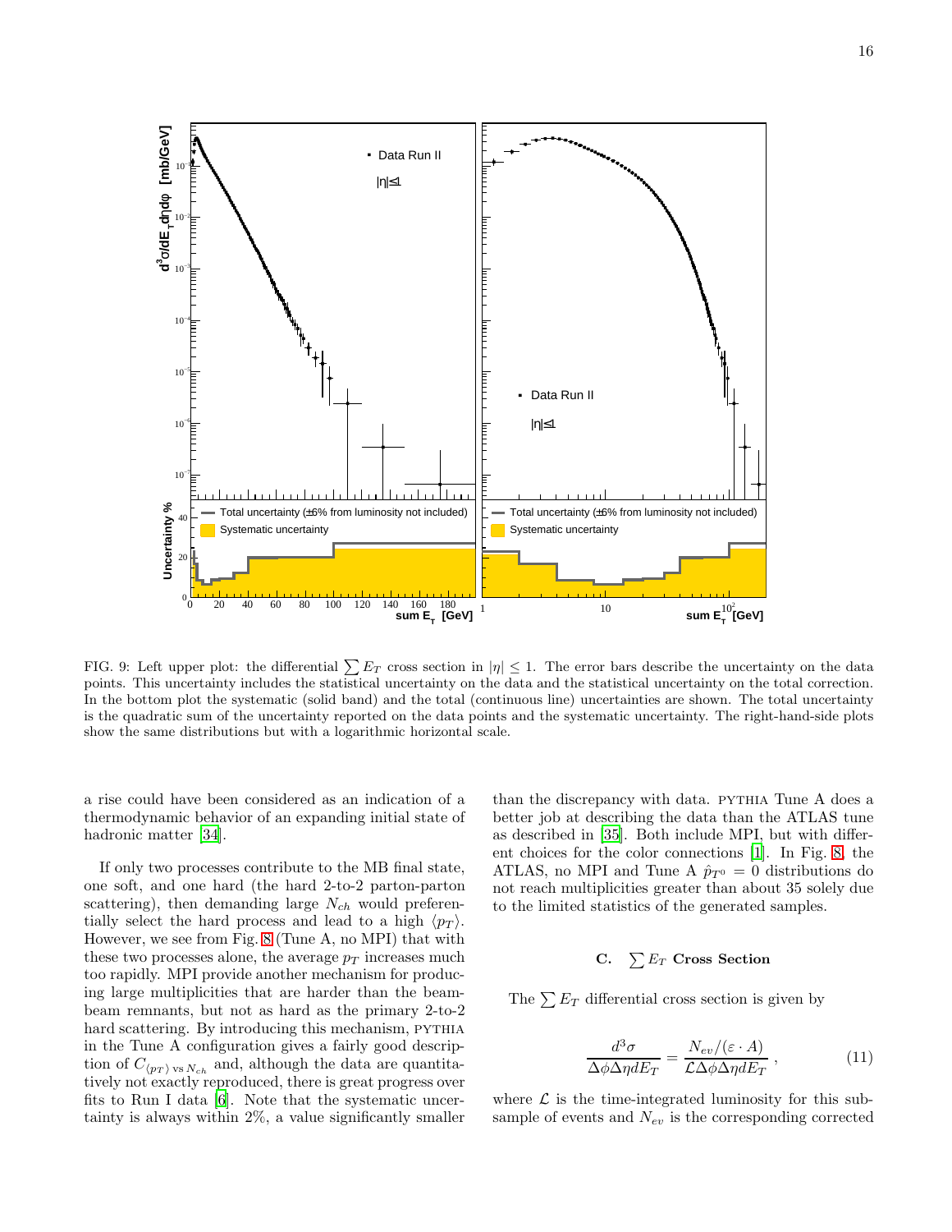FIG. 9: Left upper plot: the differential $\sum E_T$ cross section in $|\eta| \leq 1$. The error bars describe the uncertainty on the data points. This uncertainty includes the statistical uncertainty on the data and the statistical uncertainty on the total correction. In the bottom plot the systematic (solid band) and the total (continuous line) uncertainties are shown. The total uncertainty is the quadratic sum of the uncertainty reported on the data points and the systematic uncertainty. The right-hand-side plots show the same distributions but with a logarithmic horizontal scale.

a rise could have been considered as an indication of a thermodynamic behavior of an expanding initial state of hadronic matter [34].

If only two processes contribute to the MB final state, one soft, and one hard (the hard 2-to-2 parton-parton scattering), then demanding large $N_{ch}$ would preferentially select the hard process and lead to a high $\langle p_T \rangle$. However, we see from Fig. 8 (Tune A, no MPI) that with these two processes alone, the average $p_T$ increases much too rapidly. MPI provide another mechanism for producing large multiplicities that are harder than the beam-beam remnants, but not as hard as the primary 2-to-2 hard scattering. By introducing this mechanism, PYTHIA in the Tune A configuration gives a fairly good description of $C_{\langle p_T \rangle \text{ vs } N_{ch}}$ and, although the data are quantitatively not exactly reproduced, there is great progress over fits to Run I data [6]. Note that the systematic uncertainty is always within 2%, a value significantly smaller than the discrepancy with data. PYTHIA Tune A does a better job at describing the data than the ATLAS tune as described in [35]. Both include MPI, but with different choices for the color connections [1]. In Fig. 8, the ATLAS, no MPI and Tune A $\hat{p}_{T^0} = 0$ distributions do not reach multiplicities greater than about 35 solely due to the limited statistics of the generated samples.

### C. $\sum E_T$ Cross Section

The $\sum E_T$ differential cross section is given by

$$\frac{d^3\sigma}{\Delta\phi\Delta\eta dE_T} = \frac{N_{ev}/(\varepsilon \cdot A)}{\mathcal{L}\Delta\phi\Delta\eta dE_T}, \tag{11}$$

where $\mathcal{L}$ is the time-integrated luminosity for this subsample of events and $N_{ev}$ is the corresponding corrected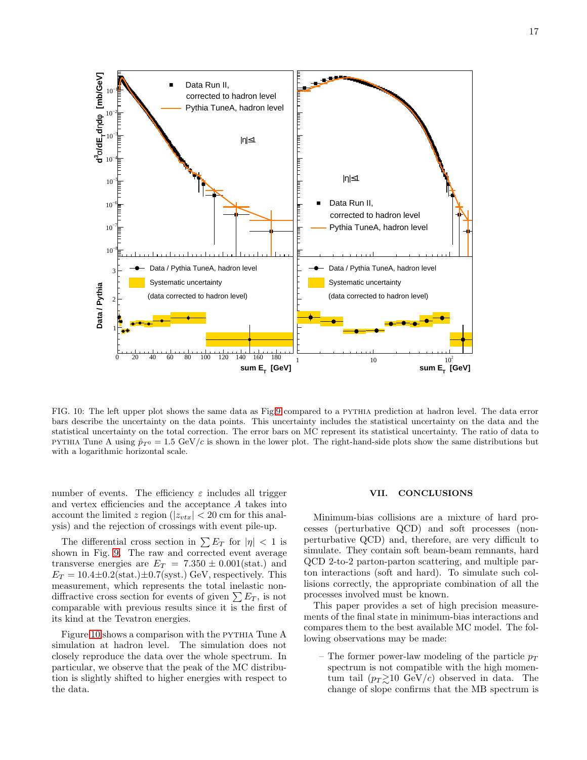FIG. 10: The left upper plot shows the same data as Fig.9 compared to a PYTHIA prediction at hadron level. The data error bars describe the uncertainty on the data points. This uncertainty includes the statistical uncertainty on the data and the statistical uncertainty on the total correction. The error bars on MC represent its statistical uncertainty. The ratio of data to PYTHIA Tune A using $\hat{p}_{T^0} = 1.5$ GeV/$c$ is shown in the lower plot. The right-hand-side plots show the same distributions but with a logarithmic horizontal scale.

number of events. The efficiency $\varepsilon$ includes all trigger and vertex efficiencies and the acceptance $A$ takes into account the limited $z$ region ($|z_{vtx}| < 20$ cm for this analysis) and the rejection of crossings with event pile-up.

The differential cross section in $\sum E_T$ for $|\eta| < 1$ is shown in Fig. 9. The raw and corrected event average transverse energies are $E_T = 7.350 \pm 0.001$(stat.) and $E_T = 10.4 \pm 0.2$(stat.)$\pm 0.7$(syst.) GeV, respectively. This measurement, which represents the total inelastic non-diffractive cross section for events of given $\sum E_T$, is not comparable with previous results since it is the first of its kind at the Tevatron energies.

Figure 10 shows a comparison with the PYTHIA Tune A simulation at hadron level. The simulation does not closely reproduce the data over the whole spectrum. In particular, we observe that the peak of the MC distribution is slightly shifted to higher energies with respect to the data.

## VII. CONCLUSIONS

Minimum-bias collisions are a mixture of hard processes (perturbative QCD) and soft processes (non-perturbative QCD) and, therefore, are very difficult to simulate. They contain soft beam-beam remnants, hard QCD 2-to-2 parton-parton scattering, and multiple parton interactions (soft and hard). To simulate such collisions correctly, the appropriate combination of all the processes involved must be known.

This paper provides a set of high precision measurements of the final state in minimum-bias interactions and compares them to the best available MC model. The following observations may be made:

– The former power-law modeling of the particle $p_T$ spectrum is not compatible with the high momentum tail ($p_T \gtrsim 10$ GeV/$c$) observed in data. The change of slope confirms that the MB spectrum is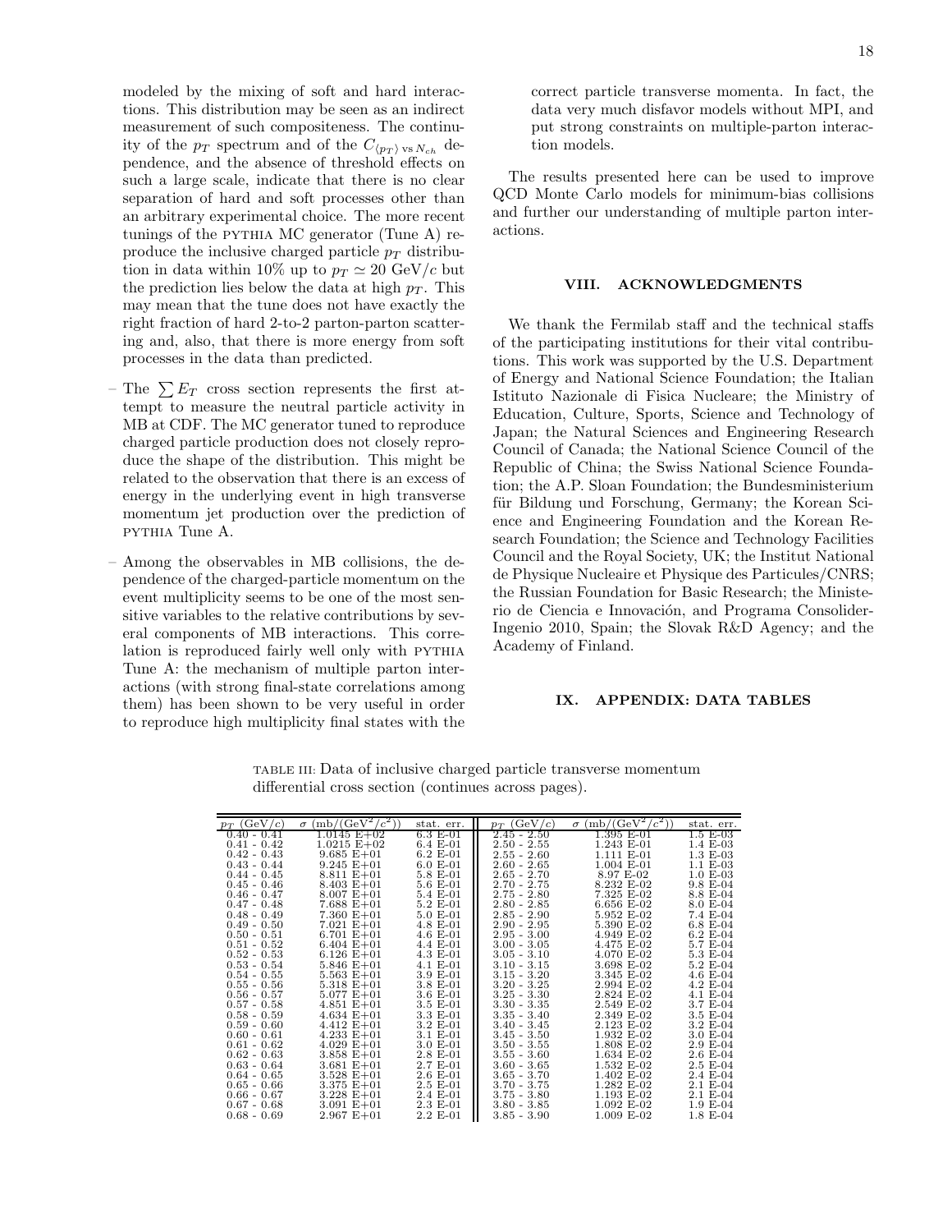modeled by the mixing of soft and hard interactions. This distribution may be seen as an indirect measurement of such compositeness. The continuity of the $p_T$ spectrum and of the $C_{\langle p_T \rangle \text{ vs } N_{ch}}$ dependence, and the absence of threshold effects on such a large scale, indicate that there is no clear separation of hard and soft processes other than an arbitrary experimental choice. The more recent tunings of the PYTHIA MC generator (Tune A) reproduce the inclusive charged particle $p_T$ distribution in data within 10% up to $p_T \simeq 20$ GeV/$c$ but the prediction lies below the data at high $p_T$. This may mean that the tune does not have exactly the right fraction of hard 2-to-2 parton-parton scattering and, also, that there is more energy from soft processes in the data than predicted.

– The $\sum E_T$ cross section represents the first attempt to measure the neutral particle activity in MB at CDF. The MC generator tuned to reproduce charged particle production does not closely reproduce the shape of the distribution. This might be related to the observation that there is an excess of energy in the underlying event in high transverse momentum jet production over the prediction of PYTHIA Tune A.

– Among the observables in MB collisions, the dependence of the charged-particle momentum on the event multiplicity seems to be one of the most sensitive variables to the relative contributions by several components of MB interactions. This correlation is reproduced fairly well only with PYTHIA Tune A: the mechanism of multiple parton interactions (with strong final-state correlations among them) has been shown to be very useful in order to reproduce high multiplicity final states with the correct particle transverse momenta. In fact, the data very much disfavor models without MPI, and put strong constraints on multiple-parton interaction models.

The results presented here can be used to improve QCD Monte Carlo models for minimum-bias collisions and further our understanding of multiple parton interactions.

## VIII. ACKNOWLEDGMENTS

We thank the Fermilab staff and the technical staffs of the participating institutions for their vital contributions. This work was supported by the U.S. Department of Energy and National Science Foundation; the Italian Istituto Nazionale di Fisica Nucleare; the Ministry of Education, Culture, Sports, Science and Technology of Japan; the Natural Sciences and Engineering Research Council of Canada; the National Science Council of the Republic of China; the Swiss National Science Foundation; the A.P. Sloan Foundation; the Bundesministerium für Bildung und Forschung, Germany; the Korean Science and Engineering Foundation and the Korean Research Foundation; the Science and Technology Facilities Council and the Royal Society, UK; the Institut National de Physique Nucleaire et Physique des Particules/CNRS; the Russian Foundation for Basic Research; the Ministerio de Ciencia e Innovación, and Programa Consolider-Ingenio 2010, Spain; the Slovak R&D Agency; and the Academy of Finland.

## IX. APPENDIX: DATA TABLES

TABLE III: Data of inclusive charged particle transverse momentum differential cross section (continues across pages).

| $p_T$ (GeV/$c$) | $\sigma$ (mb/(GeV$^2$/$c^2$)) | stat. err. | $p_T$ (GeV/$c$) | $\sigma$ (mb/(GeV$^2$/$c^2$)) | stat. err. |
|---|---|---|---|---|---|
| 0.40 - 0.41 | 1.0145 E+02 | 6.3 E-01 | 2.45 - 2.50 | 1.395 E-01 | 1.5 E-03 |
| 0.41 - 0.42 | 1.0215 E+02 | 6.4 E-01 | 2.50 - 2.55 | 1.243 E-01 | 1.4 E-03 |
| 0.42 - 0.43 | 9.685 E+01 | 6.2 E-01 | 2.55 - 2.60 | 1.111 E-01 | 1.3 E-03 |
| 0.43 - 0.44 | 9.245 E+01 | 6.0 E-01 | 2.60 - 2.65 | 1.004 E-01 | 1.1 E-03 |
| 0.44 - 0.45 | 8.811 E+01 | 5.8 E-01 | 2.65 - 2.70 | 8.97 E-02 | 1.0 E-03 |
| 0.45 - 0.46 | 8.403 E+01 | 5.6 E-01 | 2.70 - 2.75 | 8.232 E-02 | 9.8 E-04 |
| 0.46 - 0.47 | 8.007 E+01 | 5.4 E-01 | 2.75 - 2.80 | 7.325 E-02 | 8.8 E-04 |
| 0.47 - 0.48 | 7.688 E+01 | 5.2 E-01 | 2.80 - 2.85 | 6.656 E-02 | 8.0 E-04 |
| 0.48 - 0.49 | 7.360 E+01 | 5.0 E-01 | 2.85 - 2.90 | 5.952 E-02 | 7.4 E-04 |
| 0.49 - 0.50 | 7.021 E+01 | 4.8 E-01 | 2.90 - 2.95 | 5.390 E-02 | 6.8 E-04 |
| 0.50 - 0.51 | 6.701 E+01 | 4.6 E-01 | 2.95 - 3.00 | 4.949 E-02 | 6.2 E-04 |
| 0.51 - 0.52 | 6.404 E+01 | 4.4 E-01 | 3.00 - 3.05 | 4.475 E-02 | 5.7 E-04 |
| 0.52 - 0.53 | 6.126 E+01 | 4.3 E-01 | 3.05 - 3.10 | 4.070 E-02 | 5.3 E-04 |
| 0.53 - 0.54 | 5.846 E+01 | 4.1 E-01 | 3.10 - 3.15 | 3.698 E-02 | 5.2 E-04 |
| 0.54 - 0.55 | 5.563 E+01 | 3.9 E-01 | 3.15 - 3.20 | 3.345 E-02 | 4.6 E-04 |
| 0.55 - 0.56 | 5.318 E+01 | 3.8 E-01 | 3.20 - 3.25 | 2.994 E-02 | 4.2 E-04 |
| 0.56 - 0.57 | 5.077 E+01 | 3.6 E-01 | 3.25 - 3.30 | 2.824 E-02 | 4.1 E-04 |
| 0.57 - 0.58 | 4.851 E+01 | 3.5 E-01 | 3.30 - 3.35 | 2.549 E-02 | 3.7 E-04 |
| 0.58 - 0.59 | 4.634 E+01 | 3.3 E-01 | 3.35 - 3.40 | 2.349 E-02 | 3.5 E-04 |
| 0.59 - 0.60 | 4.412 E+01 | 3.2 E-01 | 3.40 - 3.45 | 2.123 E-02 | 3.2 E-04 |
| 0.60 - 0.61 | 4.233 E+01 | 3.1 E-01 | 3.45 - 3.50 | 1.932 E-02 | 3.0 E-04 |
| 0.61 - 0.62 | 4.029 E+01 | 3.0 E-01 | 3.50 - 3.55 | 1.808 E-02 | 2.9 E-04 |
| 0.62 - 0.63 | 3.858 E+01 | 2.8 E-01 | 3.55 - 3.60 | 1.634 E-02 | 2.6 E-04 |
| 0.63 - 0.64 | 3.681 E+01 | 2.7 E-01 | 3.60 - 3.65 | 1.532 E-02 | 2.5 E-04 |
| 0.64 - 0.65 | 3.528 E+01 | 2.6 E-01 | 3.65 - 3.70 | 1.402 E-02 | 2.4 E-04 |
| 0.65 - 0.66 | 3.375 E+01 | 2.5 E-01 | 3.70 - 3.75 | 1.282 E-02 | 2.1 E-04 |
| 0.66 - 0.67 | 3.228 E+01 | 2.4 E-01 | 3.75 - 3.80 | 1.193 E-02 | 2.1 E-04 |
| 0.67 - 0.68 | 3.091 E+01 | 2.3 E-01 | 3.80 - 3.85 | 1.092 E-02 | 1.9 E-04 |
| 0.68 - 0.69 | 2.967 E+01 | 2.2 E-01 | 3.85 - 3.90 | 1.009 E-02 | 1.8 E-04 |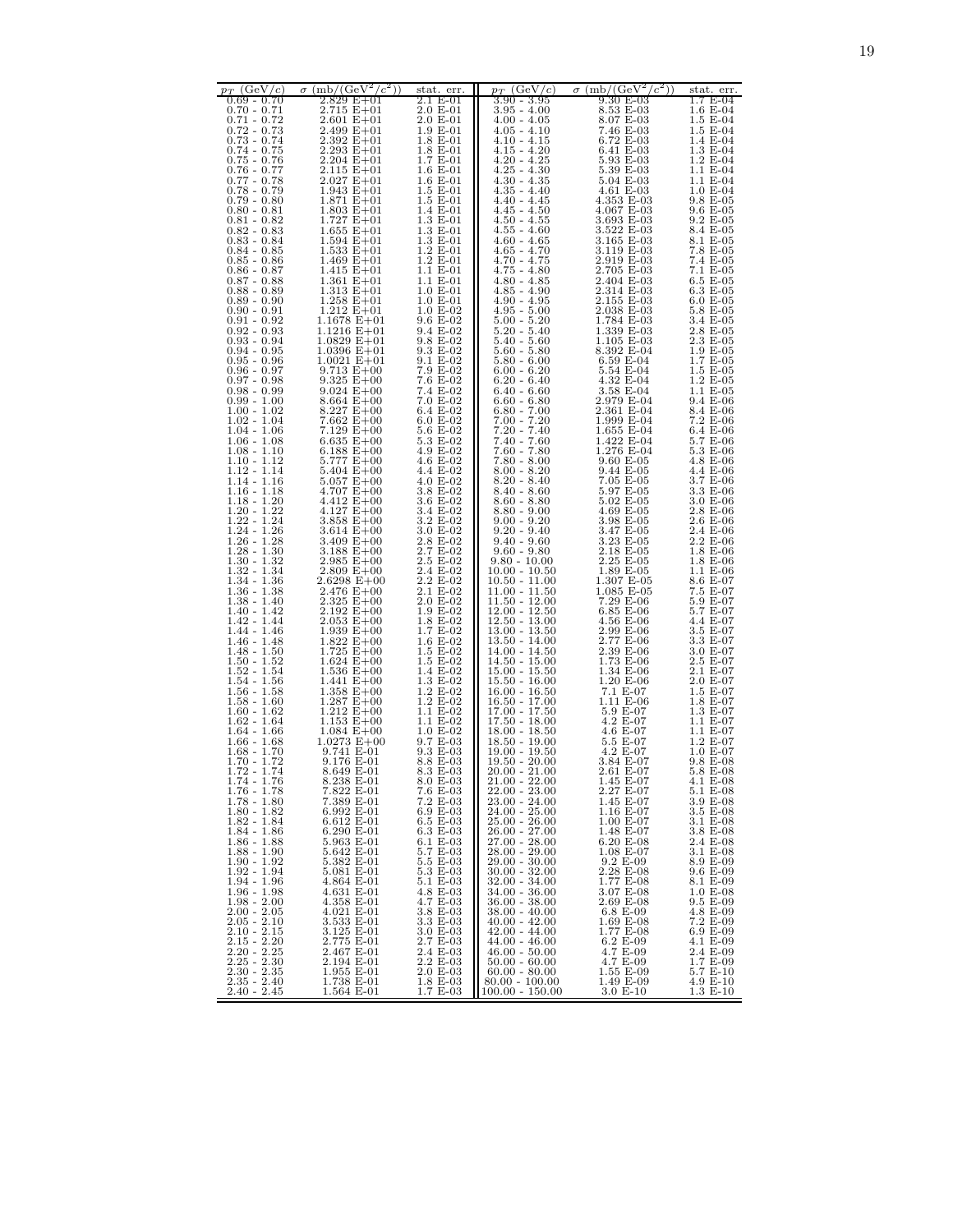| $p_T$ (GeV/$c$) | $\sigma$ (mb/(GeV$^2$/$c^2$)) | stat. err. | $p_T$ (GeV/$c$) | $\sigma$ (mb/(GeV$^2$/$c^2$)) | stat. err. |
|---|---|---|---|---|---|
| 0.69 - 0.70 | 2.829 E+01 | 2.1 E-01 | 3.90 - 3.95 | 9.30 E-03 | 1.7 E-04 |
| 0.70 - 0.71 | 2.715 E+01 | 2.0 E-01 | 3.95 - 4.00 | 8.53 E-03 | 1.6 E-04 |
| 0.71 - 0.72 | 2.601 E+01 | 2.0 E-01 | 4.00 - 4.05 | 8.07 E-03 | 1.5 E-04 |
| 0.72 - 0.73 | 2.499 E+01 | 1.9 E-01 | 4.05 - 4.10 | 7.46 E-03 | 1.5 E-04 |
| 0.73 - 0.74 | 2.392 E+01 | 1.8 E-01 | 4.10 - 4.15 | 6.72 E-03 | 1.4 E-04 |
| 0.74 - 0.75 | 2.293 E+01 | 1.8 E-01 | 4.15 - 4.20 | 6.41 E-03 | 1.3 E-04 |
| 0.75 - 0.76 | 2.204 E+01 | 1.7 E-01 | 4.20 - 4.25 | 5.93 E-03 | 1.2 E-04 |
| 0.76 - 0.77 | 2.115 E+01 | 1.6 E-01 | 4.25 - 4.30 | 5.39 E-03 | 1.1 E-04 |
| 0.77 - 0.78 | 2.027 E+01 | 1.6 E-01 | 4.30 - 4.35 | 5.04 E-03 | 1.1 E-04 |
| 0.78 - 0.79 | 1.943 E+01 | 1.5 E-01 | 4.35 - 4.40 | 4.61 E-03 | 1.0 E-04 |
| 0.79 - 0.80 | 1.871 E+01 | 1.5 E-01 | 4.40 - 4.45 | 4.353 E-03 | 9.8 E-05 |
| 0.80 - 0.81 | 1.803 E+01 | 1.4 E-01 | 4.45 - 4.50 | 4.067 E-03 | 9.6 E-05 |
| 0.81 - 0.82 | 1.727 E+01 | 1.3 E-01 | 4.50 - 4.55 | 3.693 E-03 | 9.2 E-05 |
| 0.82 - 0.83 | 1.655 E+01 | 1.3 E-01 | 4.55 - 4.60 | 3.522 E-03 | 8.4 E-05 |
| 0.83 - 0.84 | 1.594 E+01 | 1.3 E-01 | 4.60 - 4.65 | 3.165 E-03 | 8.1 E-05 |
| 0.84 - 0.85 | 1.533 E+01 | 1.2 E-01 | 4.65 - 4.70 | 3.119 E-03 | 7.8 E-05 |
| 0.85 - 0.86 | 1.469 E+01 | 1.2 E-01 | 4.70 - 4.75 | 2.919 E-03 | 7.4 E-05 |
| 0.86 - 0.87 | 1.415 E+01 | 1.1 E-01 | 4.75 - 4.80 | 2.705 E-03 | 7.1 E-05 |
| 0.87 - 0.88 | 1.361 E+01 | 1.1 E-01 | 4.80 - 4.85 | 2.404 E-03 | 6.5 E-05 |
| 0.88 - 0.89 | 1.313 E+01 | 1.0 E-01 | 4.85 - 4.90 | 2.314 E-03 | 6.3 E-05 |
| 0.89 - 0.90 | 1.258 E+01 | 1.0 E-01 | 4.90 - 4.95 | 2.155 E-03 | 6.0 E-05 |
| 0.90 - 0.91 | 1.212 E+01 | 1.0 E-02 | 4.95 - 5.00 | 2.038 E-03 | 5.8 E-05 |
| 0.91 - 0.92 | 1.1678 E+01 | 9.6 E-02 | 5.00 - 5.20 | 1.784 E-03 | 3.4 E-05 |
| 0.92 - 0.93 | 1.1216 E+01 | 9.4 E-02 | 5.20 - 5.40 | 1.339 E-03 | 2.8 E-05 |
| 0.93 - 0.94 | 1.0829 E+01 | 9.8 E-02 | 5.40 - 5.60 | 1.105 E-03 | 2.3 E-05 |
| 0.94 - 0.95 | 1.0396 E+01 | 9.3 E-02 | 5.60 - 5.80 | 8.392 E-04 | 1.9 E-05 |
| 0.95 - 0.96 | 1.0021 E+01 | 9.1 E-02 | 5.80 - 6.00 | 6.59 E-04 | 1.7 E-05 |
| 0.96 - 0.97 | 9.713 E+00 | 7.9 E-02 | 6.00 - 6.20 | 5.54 E-04 | 1.5 E-05 |
| 0.97 - 0.98 | 9.325 E+00 | 7.6 E-02 | 6.20 - 6.40 | 4.32 E-04 | 1.2 E-05 |
| 0.98 - 0.99 | 9.024 E+00 | 7.4 E-02 | 6.40 - 6.60 | 3.58 E-04 | 1.1 E-05 |
| 0.99 - 1.00 | 8.664 E+00 | 7.0 E-02 | 6.60 - 6.80 | 2.979 E-04 | 9.4 E-06 |
| 1.00 - 1.02 | 8.227 E+00 | 6.4 E-02 | 6.80 - 7.00 | 2.361 E-04 | 8.4 E-06 |
| 1.02 - 1.04 | 7.662 E+00 | 6.0 E-02 | 7.00 - 7.20 | 1.999 E-04 | 7.2 E-06 |
| 1.04 - 1.06 | 7.129 E+00 | 5.6 E-02 | 7.20 - 7.40 | 1.655 E-04 | 6.4 E-06 |
| 1.06 - 1.08 | 6.635 E+00 | 5.3 E-02 | 7.40 - 7.60 | 1.422 E-04 | 5.7 E-06 |
| 1.08 - 1.10 | 6.188 E+00 | 4.9 E-02 | 7.60 - 7.80 | 1.276 E-04 | 5.3 E-06 |
| 1.10 - 1.12 | 5.777 E+00 | 4.6 E-02 | 7.80 - 8.00 | 9.60 E-05 | 4.8 E-06 |
| 1.12 - 1.14 | 5.404 E+00 | 4.4 E-02 | 8.00 - 8.20 | 9.44 E-05 | 4.4 E-06 |
| 1.14 - 1.16 | 5.057 E+00 | 4.0 E-02 | 8.20 - 8.40 | 7.05 E-05 | 3.7 E-06 |
| 1.16 - 1.18 | 4.707 E+00 | 3.8 E-02 | 8.40 - 8.60 | 5.97 E-05 | 3.3 E-06 |
| 1.18 - 1.20 | 4.412 E+00 | 3.6 E-02 | 8.60 - 8.80 | 5.02 E-05 | 3.0 E-06 |
| 1.20 - 1.22 | 4.127 E+00 | 3.4 E-02 | 8.80 - 9.00 | 4.69 E-05 | 2.8 E-06 |
| 1.22 - 1.24 | 3.858 E+00 | 3.2 E-02 | 9.00 - 9.20 | 3.98 E-05 | 2.6 E-06 |
| 1.24 - 1.26 | 3.614 E+00 | 3.0 E-02 | 9.20 - 9.40 | 3.47 E-05 | 2.4 E-06 |
| 1.26 - 1.28 | 3.409 E+00 | 2.8 E-02 | 9.40 - 9.60 | 3.23 E-05 | 2.2 E-06 |
| 1.28 - 1.30 | 3.188 E+00 | 2.7 E-02 | 9.60 - 9.80 | 2.18 E-05 | 1.8 E-06 |
| 1.30 - 1.32 | 2.985 E+00 | 2.5 E-02 | 9.80 - 10.00 | 2.25 E-05 | 1.8 E-06 |
| 1.32 - 1.34 | 2.809 E+00 | 2.4 E-02 | 10.00 - 10.50 | 1.89 E-05 | 1.1 E-06 |
| 1.34 - 1.36 | 2.6298 E+00 | 2.2 E-02 | 10.50 - 11.00 | 1.307 E-05 | 8.6 E-07 |
| 1.36 - 1.38 | 2.476 E+00 | 2.1 E-02 | 11.00 - 11.50 | 1.085 E-05 | 7.5 E-07 |
| 1.38 - 1.40 | 2.325 E+00 | 2.0 E-02 | 11.50 - 12.00 | 7.29 E-06 | 5.9 E-07 |
| 1.40 - 1.42 | 2.192 E+00 | 1.9 E-02 | 12.00 - 12.50 | 6.85 E-06 | 5.7 E-07 |
| 1.42 - 1.44 | 2.053 E+00 | 1.8 E-02 | 12.50 - 13.00 | 4.56 E-06 | 4.4 E-07 |
| 1.44 - 1.46 | 1.939 E+00 | 1.7 E-02 | 13.00 - 13.50 | 2.99 E-06 | 3.5 E-07 |
| 1.46 - 1.48 | 1.822 E+00 | 1.6 E-02 | 13.50 - 14.00 | 2.77 E-06 | 3.3 E-07 |
| 1.48 - 1.50 | 1.725 E+00 | 1.5 E-02 | 14.00 - 14.50 | 2.39 E-06 | 3.0 E-07 |
| 1.50 - 1.52 | 1.624 E+00 | 1.5 E-02 | 14.50 - 15.00 | 1.73 E-06 | 2.5 E-07 |
| 1.52 - 1.54 | 1.536 E+00 | 1.4 E-02 | 15.00 - 15.50 | 1.34 E-06 | 2.1 E-07 |
| 1.54 - 1.56 | 1.441 E+00 | 1.3 E-02 | 15.50 - 16.00 | 1.20 E-06 | 2.0 E-07 |
| 1.56 - 1.58 | 1.358 E+00 | 1.2 E-02 | 16.00 - 16.50 | 7.1 E-07 | 1.5 E-07 |
| 1.58 - 1.60 | 1.287 E+00 | 1.2 E-02 | 16.50 - 17.00 | 1.11 E-06 | 1.8 E-07 |
| 1.60 - 1.62 | 1.212 E+00 | 1.1 E-02 | 17.00 - 17.50 | 5.9 E-07 | 1.3 E-07 |
| 1.62 - 1.64 | 1.153 E+00 | 1.1 E-02 | 17.50 - 18.00 | 4.2 E-07 | 1.1 E-07 |
| 1.64 - 1.66 | 1.084 E+00 | 1.0 E-02 | 18.00 - 18.50 | 4.6 E-07 | 1.1 E-07 |
| 1.66 - 1.68 | 1.0273 E+00 | 9.7 E-03 | 18.50 - 19.00 | 5.5 E-07 | 1.2 E-07 |
| 1.68 - 1.70 | 9.741 E-01 | 9.3 E-03 | 19.00 - 19.50 | 4.2 E-07 | 1.0 E-07 |
| 1.70 - 1.72 | 9.176 E-01 | 8.8 E-03 | 19.50 - 20.00 | 3.84 E-07 | 9.8 E-08 |
| 1.72 - 1.74 | 8.649 E-01 | 8.3 E-03 | 20.00 - 21.00 | 2.61 E-07 | 5.8 E-08 |
| 1.74 - 1.76 | 8.238 E-01 | 8.0 E-03 | 21.00 - 22.00 | 1.45 E-07 | 4.1 E-08 |
| 1.76 - 1.78 | 7.822 E-01 | 7.6 E-03 | 22.00 - 23.00 | 2.27 E-07 | 5.1 E-08 |
| 1.78 - 1.80 | 7.389 E-01 | 7.2 E-03 | 23.00 - 24.00 | 1.45 E-07 | 3.9 E-08 |
| 1.80 - 1.82 | 6.992 E-01 | 6.9 E-03 | 24.00 - 25.00 | 1.16 E-07 | 3.5 E-08 |
| 1.82 - 1.84 | 6.612 E-01 | 6.5 E-03 | 25.00 - 26.00 | 1.00 E-07 | 3.1 E-08 |
| 1.84 - 1.86 | 6.290 E-01 | 6.3 E-03 | 26.00 - 27.00 | 1.48 E-07 | 3.8 E-08 |
| 1.86 - 1.88 | 5.963 E-01 | 6.1 E-03 | 27.00 - 28.00 | 6.20 E-08 | 2.4 E-08 |
| 1.88 - 1.90 | 5.642 E-01 | 5.7 E-03 | 28.00 - 29.00 | 1.08 E-07 | 3.1 E-08 |
| 1.90 - 1.92 | 5.382 E-01 | 5.5 E-03 | 29.00 - 30.00 | 9.2 E-09 | 8.9 E-09 |
| 1.92 - 1.94 | 5.081 E-01 | 5.3 E-03 | 30.00 - 32.00 | 2.28 E-08 | 9.6 E-09 |
| 1.94 - 1.96 | 4.864 E-01 | 5.1 E-03 | 32.00 - 34.00 | 1.77 E-08 | 8.1 E-09 |
| 1.96 - 1.98 | 4.631 E-01 | 4.8 E-03 | 34.00 - 36.00 | 3.07 E-08 | 1.0 E-08 |
| 1.98 - 2.00 | 4.358 E-01 | 4.7 E-03 | 36.00 - 38.00 | 2.69 E-08 | 9.5 E-09 |
| 2.00 - 2.05 | 4.021 E-01 | 3.8 E-03 | 38.00 - 40.00 | 6.8 E-09 | 4.8 E-09 |
| 2.05 - 2.10 | 3.533 E-01 | 3.3 E-03 | 40.00 - 42.00 | 1.69 E-08 | 7.2 E-09 |
| 2.10 - 2.15 | 3.125 E-01 | 3.0 E-03 | 42.00 - 44.00 | 1.77 E-08 | 6.9 E-09 |
| 2.15 - 2.20 | 2.775 E-01 | 2.7 E-03 | 44.00 - 46.00 | 6.2 E-09 | 4.1 E-09 |
| 2.20 - 2.25 | 2.467 E-01 | 2.4 E-03 | 46.00 - 50.00 | 4.7 E-09 | 2.4 E-09 |
| 2.25 - 2.30 | 2.194 E-01 | 2.2 E-03 | 50.00 - 60.00 | 4.7 E-09 | 1.7 E-09 |
| 2.30 - 2.35 | 1.955 E-01 | 2.0 E-03 | 60.00 - 80.00 | 1.55 E-09 | 5.7 E-10 |
| 2.35 - 2.40 | 1.738 E-01 | 1.8 E-03 | 80.00 - 100.00 | 1.49 E-09 | 4.9 E-10 |
| 2.40 - 2.45 | 1.564 E-01 | 1.7 E-03 | 100.00 - 150.00 | 3.0 E-10 | 1.3 E-10 |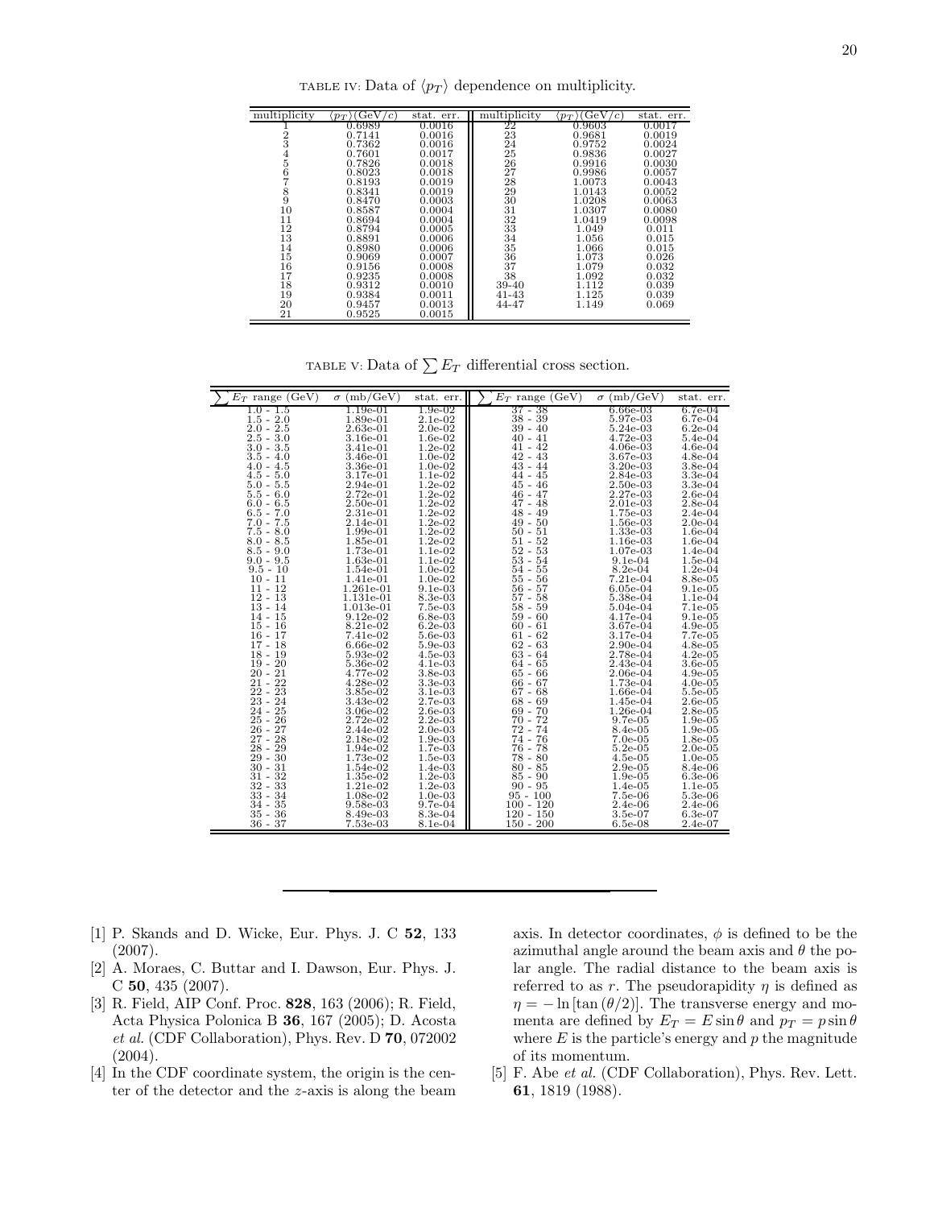TABLE IV: Data of $\langle p_T \rangle$ dependence on multiplicity.

| multiplicity | $\langle p_T \rangle$(GeV/c) | stat. err. | multiplicity | $\langle p_T \rangle$(GeV/c) | stat. err. |
|---|---|---|---|---|---|
| 1 | 0.6989 | 0.0016 | 22 | 0.9603 | 0.0017 |
| 2 | 0.7141 | 0.0016 | 23 | 0.9681 | 0.0019 |
| 3 | 0.7362 | 0.0016 | 24 | 0.9752 | 0.0024 |
| 4 | 0.7601 | 0.0017 | 25 | 0.9836 | 0.0027 |
| 5 | 0.7826 | 0.0018 | 26 | 0.9916 | 0.0030 |
| 6 | 0.8023 | 0.0018 | 27 | 0.9986 | 0.0057 |
| 7 | 0.8193 | 0.0019 | 28 | 1.0073 | 0.0043 |
| 8 | 0.8341 | 0.0019 | 29 | 1.0143 | 0.0052 |
| 9 | 0.8470 | 0.0003 | 30 | 1.0208 | 0.0063 |
| 10 | 0.8587 | 0.0004 | 31 | 1.0307 | 0.0080 |
| 11 | 0.8694 | 0.0004 | 32 | 1.0419 | 0.0098 |
| 12 | 0.8794 | 0.0005 | 33 | 1.049 | 0.011 |
| 13 | 0.8891 | 0.0006 | 34 | 1.056 | 0.015 |
| 14 | 0.8980 | 0.0006 | 35 | 1.066 | 0.015 |
| 15 | 0.9069 | 0.0007 | 36 | 1.073 | 0.026 |
| 16 | 0.9156 | 0.0008 | 37 | 1.079 | 0.032 |
| 17 | 0.9235 | 0.0008 | 38 | 1.092 | 0.032 |
| 18 | 0.9312 | 0.0010 | 39-40 | 1.112 | 0.039 |
| 19 | 0.9384 | 0.0011 | 41-43 | 1.125 | 0.039 |
| 20 | 0.9457 | 0.0013 | 44-47 | 1.149 | 0.069 |
| 21 | 0.9525 | 0.0015 | | | |

TABLE V: Data of $\sum E_T$ differential cross section.

| $\sum E_T$ range (GeV) | $\sigma$ (mb/GeV) | stat. err. | $\sum E_T$ range (GeV) | $\sigma$ (mb/GeV) | stat. err. |
|---|---|---|---|---|---|
| 1.0 - 1.5 | 1.19e-01 | 1.9e-02 | 37 - 38 | 6.66e-03 | 6.7e-04 |
| 1.5 - 2.0 | 1.89e-01 | 2.1e-02 | 38 - 39 | 5.97e-03 | 6.7e-04 |
| 2.0 - 2.5 | 2.63e-01 | 2.0e-02 | 39 - 40 | 5.24e-03 | 6.2e-04 |
| 2.5 - 3.0 | 3.16e-01 | 1.6e-02 | 40 - 41 | 4.72e-03 | 5.4e-04 |
| 3.0 - 3.5 | 3.41e-01 | 1.2e-02 | 41 - 42 | 4.06e-03 | 4.6e-04 |
| 3.5 - 4.0 | 3.46e-01 | 1.0e-02 | 42 - 43 | 3.67e-03 | 4.8e-04 |
| 4.0 - 4.5 | 3.36e-01 | 1.0e-02 | 43 - 44 | 3.20e-03 | 3.8e-04 |
| 4.5 - 5.0 | 3.17e-01 | 1.1e-02 | 44 - 45 | 2.84e-03 | 3.3e-04 |
| 5.0 - 5.5 | 2.94e-01 | 1.2e-02 | 45 - 46 | 2.50e-03 | 3.3e-04 |
| 5.5 - 6.0 | 2.72e-01 | 1.2e-02 | 46 - 47 | 2.27e-03 | 2.6e-04 |
| 6.0 - 6.5 | 2.50e-01 | 1.2e-02 | 47 - 48 | 2.01e-03 | 2.8e-04 |
| 6.5 - 7.0 | 2.31e-01 | 1.2e-02 | 48 - 49 | 1.75e-03 | 2.4e-04 |
| 7.0 - 7.5 | 2.14e-01 | 1.2e-02 | 49 - 50 | 1.56e-03 | 2.0e-04 |
| 7.5 - 8.0 | 1.99e-01 | 1.2e-02 | 50 - 51 | 1.33e-03 | 1.6e-04 |
| 8.0 - 8.5 | 1.85e-01 | 1.2e-02 | 51 - 52 | 1.16e-03 | 1.6e-04 |
| 8.5 - 9.0 | 1.73e-01 | 1.1e-02 | 52 - 53 | 1.07e-03 | 1.4e-04 |
| 9.0 - 9.5 | 1.63e-01 | 1.1e-02 | 53 - 54 | 9.1e-04 | 1.5e-04 |
| 9.5 - 10 | 1.54e-01 | 1.0e-02 | 54 - 55 | 8.2e-04 | 1.2e-04 |
| 10 - 11 | 1.41e-01 | 1.0e-02 | 55 - 56 | 7.21e-04 | 8.8e-05 |
| 11 - 12 | 1.261e-01 | 9.1e-03 | 56 - 57 | 6.05e-04 | 9.1e-05 |
| 12 - 13 | 1.131e-01 | 8.3e-03 | 57 - 58 | 5.38e-04 | 1.1e-04 |
| 13 - 14 | 1.013e-01 | 7.5e-03 | 58 - 59 | 5.04e-04 | 7.1e-05 |
| 14 - 15 | 9.12e-02 | 6.8e-03 | 59 - 60 | 4.17e-04 | 9.1e-05 |
| 15 - 16 | 8.21e-02 | 6.2e-03 | 60 - 61 | 3.67e-04 | 4.9e-05 |
| 16 - 17 | 7.41e-02 | 5.6e-03 | 61 - 62 | 3.17e-04 | 7.7e-05 |
| 17 - 18 | 6.66e-02 | 5.9e-03 | 62 - 63 | 2.90e-04 | 4.8e-05 |
| 18 - 19 | 5.93e-02 | 4.5e-03 | 63 - 64 | 2.78e-04 | 4.2e-05 |
| 19 - 20 | 5.36e-02 | 4.1e-03 | 64 - 65 | 2.43e-04 | 3.6e-05 |
| 20 - 21 | 4.77e-02 | 3.8e-03 | 65 - 66 | 2.06e-04 | 4.9e-05 |
| 21 - 22 | 4.28e-02 | 3.3e-03 | 66 - 67 | 1.73e-04 | 4.0e-05 |
| 22 - 23 | 3.85e-02 | 3.1e-03 | 67 - 68 | 1.66e-04 | 5.5e-05 |
| 23 - 24 | 3.43e-02 | 2.7e-03 | 68 - 69 | 1.45e-04 | 2.6e-05 |
| 24 - 25 | 3.06e-02 | 2.6e-03 | 69 - 70 | 1.26e-04 | 2.8e-05 |
| 25 - 26 | 2.72e-02 | 2.2e-03 | 70 - 72 | 9.7e-05 | 1.9e-05 |
| 26 - 27 | 2.44e-02 | 2.0e-03 | 72 - 74 | 8.4e-05 | 1.9e-05 |
| 27 - 28 | 2.18e-02 | 1.9e-03 | 74 - 76 | 7.0e-05 | 1.8e-05 |
| 28 - 29 | 1.94e-02 | 1.7e-03 | 76 - 78 | 5.2e-05 | 2.0e-05 |
| 29 - 30 | 1.73e-02 | 1.5e-03 | 78 - 80 | 4.5e-05 | 1.0e-05 |
| 30 - 31 | 1.54e-02 | 1.4e-03 | 80 - 85 | 2.9e-05 | 8.4e-06 |
| 31 - 32 | 1.35e-02 | 1.2e-03 | 85 - 90 | 1.9e-05 | 6.3e-06 |
| 32 - 33 | 1.21e-02 | 1.2e-03 | 90 - 95 | 1.4e-05 | 1.1e-05 |
| 33 - 34 | 1.08e-02 | 1.0e-03 | 95 - 100 | 7.5e-06 | 5.3e-06 |
| 34 - 35 | 9.58e-03 | 9.7e-04 | 100 - 120 | 2.4e-06 | 2.4e-06 |
| 35 - 36 | 8.49e-03 | 8.3e-04 | 120 - 150 | 3.5e-07 | 6.3e-07 |
| 36 - 37 | 7.53e-03 | 8.1e-04 | 150 - 200 | 6.5e-08 | 2.4e-07 |

---

[1] P. Skands and D. Wicke, Eur. Phys. J. C **52**, 133 (2007).

[2] A. Moraes, C. Buttar and I. Dawson, Eur. Phys. J. C **50**, 435 (2007).

[3] R. Field, AIP Conf. Proc. **828**, 163 (2006); R. Field, Acta Physica Polonica B **36**, 167 (2005); D. Acosta *et al.* (CDF Collaboration), Phys. Rev. D **70**, 072002 (2004).

[4] In the CDF coordinate system, the origin is the center of the detector and the $z$-axis is along the beam axis. In detector coordinates, $\phi$ is defined to be the azimuthal angle around the beam axis and $\theta$ the polar angle. The radial distance to the beam axis is referred to as $r$. The pseudorapidity $\eta$ is defined as $\eta = -\ln[\tan(\theta/2)]$. The transverse energy and momenta are defined by $E_T = E \sin\theta$ and $p_T = p \sin\theta$ where $E$ is the particle's energy and $p$ the magnitude of its momentum.

[5] F. Abe *et al.* (CDF Collaboration), Phys. Rev. Lett. **61**, 1819 (1988).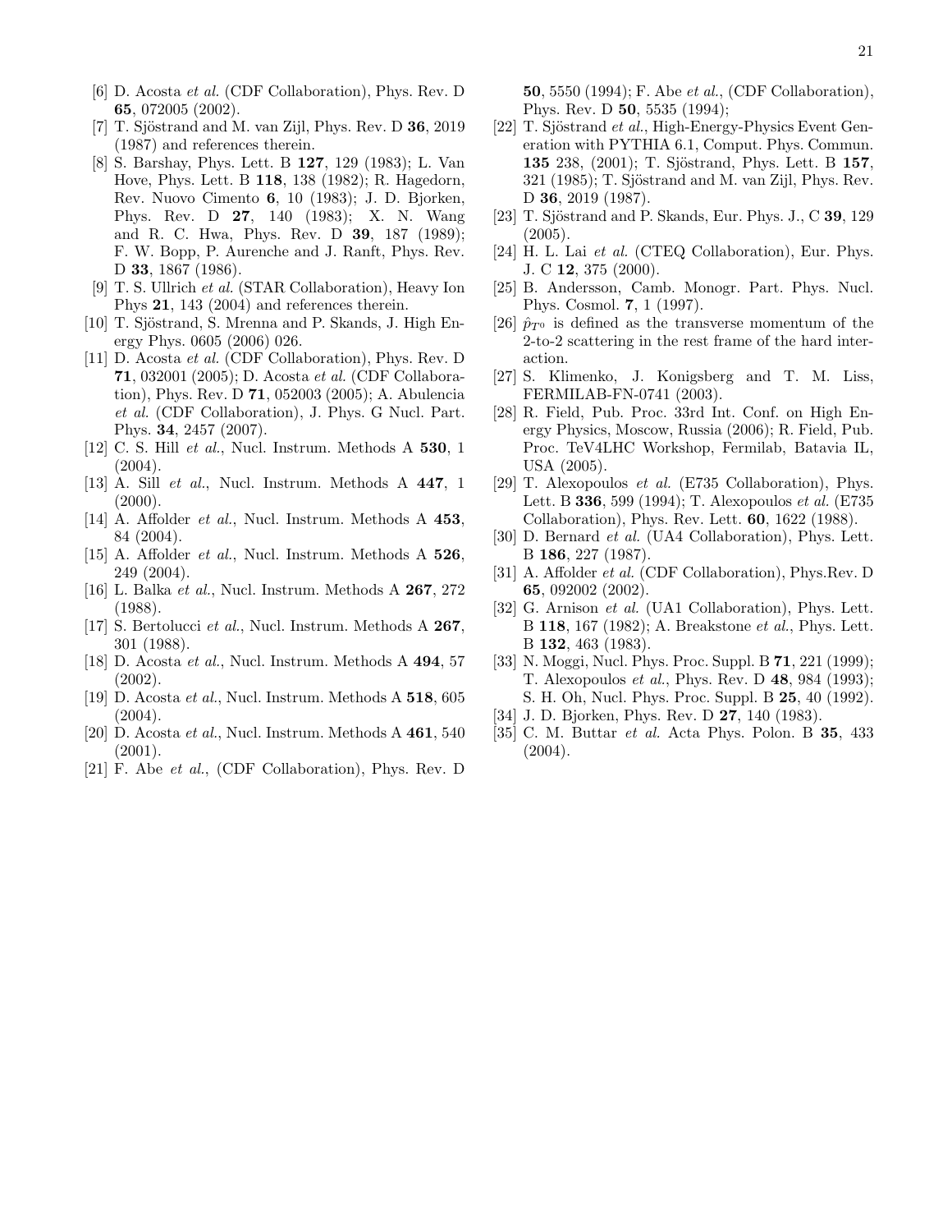[6] D. Acosta *et al.* (CDF Collaboration), Phys. Rev. D **65**, 072005 (2002).

[7] T. Sjöstrand and M. van Zijl, Phys. Rev. D **36**, 2019 (1987) and references therein.

[8] S. Barshay, Phys. Lett. B **127**, 129 (1983); L. Van Hove, Phys. Lett. B **118**, 138 (1982); R. Hagedorn, Rev. Nuovo Cimento **6**, 10 (1983); J. D. Bjorken, Phys. Rev. D **27**, 140 (1983); X. N. Wang and R. C. Hwa, Phys. Rev. D **39**, 187 (1989); F. W. Bopp, P. Aurenche and J. Ranft, Phys. Rev. D **33**, 1867 (1986).

[9] T. S. Ullrich *et al.* (STAR Collaboration), Heavy Ion Phys **21**, 143 (2004) and references therein.

[10] T. Sjöstrand, S. Mrenna and P. Skands, J. High Energy Phys. 0605 (2006) 026.

[11] D. Acosta *et al.* (CDF Collaboration), Phys. Rev. D **71**, 032001 (2005); D. Acosta *et al.* (CDF Collaboration), Phys. Rev. D **71**, 052003 (2005); A. Abulencia *et al.* (CDF Collaboration), J. Phys. G Nucl. Part. Phys. **34**, 2457 (2007).

[12] C. S. Hill *et al.*, Nucl. Instrum. Methods A **530**, 1 (2004).

[13] A. Sill *et al.*, Nucl. Instrum. Methods A **447**, 1 (2000).

[14] A. Affolder *et al.*, Nucl. Instrum. Methods A **453**, 84 (2004).

[15] A. Affolder *et al.*, Nucl. Instrum. Methods A **526**, 249 (2004).

[16] L. Balka *et al.*, Nucl. Instrum. Methods A **267**, 272 (1988).

[17] S. Bertolucci *et al.*, Nucl. Instrum. Methods A **267**, 301 (1988).

[18] D. Acosta *et al.*, Nucl. Instrum. Methods A **494**, 57 (2002).

[19] D. Acosta *et al.*, Nucl. Instrum. Methods A **518**, 605 (2004).

[20] D. Acosta *et al.*, Nucl. Instrum. Methods A **461**, 540 (2001).

[21] F. Abe *et al.*, (CDF Collaboration), Phys. Rev. D **50**, 5550 (1994); F. Abe *et al.*, (CDF Collaboration), Phys. Rev. D **50**, 5535 (1994);

[22] T. Sjöstrand *et al.*, High-Energy-Physics Event Generation with PYTHIA 6.1, Comput. Phys. Commun. **135** 238, (2001); T. Sjöstrand, Phys. Lett. B **157**, 321 (1985); T. Sjöstrand and M. van Zijl, Phys. Rev. D **36**, 2019 (1987).

[23] T. Sjöstrand and P. Skands, Eur. Phys. J., C **39**, 129 (2005).

[24] H. L. Lai *et al.* (CTEQ Collaboration), Eur. Phys. J. C **12**, 375 (2000).

[25] B. Andersson, Camb. Monogr. Part. Phys. Nucl. Phys. Cosmol. **7**, 1 (1997).

[26] $\hat{p}_{T^0}$ is defined as the transverse momentum of the 2-to-2 scattering in the rest frame of the hard interaction.

[27] S. Klimenko, J. Konigsberg and T. M. Liss, FERMILAB-FN-0741 (2003).

[28] R. Field, Pub. Proc. 33rd Int. Conf. on High Energy Physics, Moscow, Russia (2006); R. Field, Pub. Proc. TeV4LHC Workshop, Fermilab, Batavia IL, USA (2005).

[29] T. Alexopoulos *et al.* (E735 Collaboration), Phys. Lett. B **336**, 599 (1994); T. Alexopoulos *et al.* (E735 Collaboration), Phys. Rev. Lett. **60**, 1622 (1988).

[30] D. Bernard *et al.* (UA4 Collaboration), Phys. Lett. B **186**, 227 (1987).

[31] A. Affolder *et al.* (CDF Collaboration), Phys.Rev. D **65**, 092002 (2002).

[32] G. Arnison *et al.* (UA1 Collaboration), Phys. Lett. B **118**, 167 (1982); A. Breakstone *et al.*, Phys. Lett. B **132**, 463 (1983).

[33] N. Moggi, Nucl. Phys. Proc. Suppl. B **71**, 221 (1999); T. Alexopoulos *et al.*, Phys. Rev. D **48**, 984 (1993); S. H. Oh, Nucl. Phys. Proc. Suppl. B **25**, 40 (1992).

[34] J. D. Bjorken, Phys. Rev. D **27**, 140 (1983).

[35] C. M. Buttar *et al.* Acta Phys. Polon. B **35**, 433 (2004).